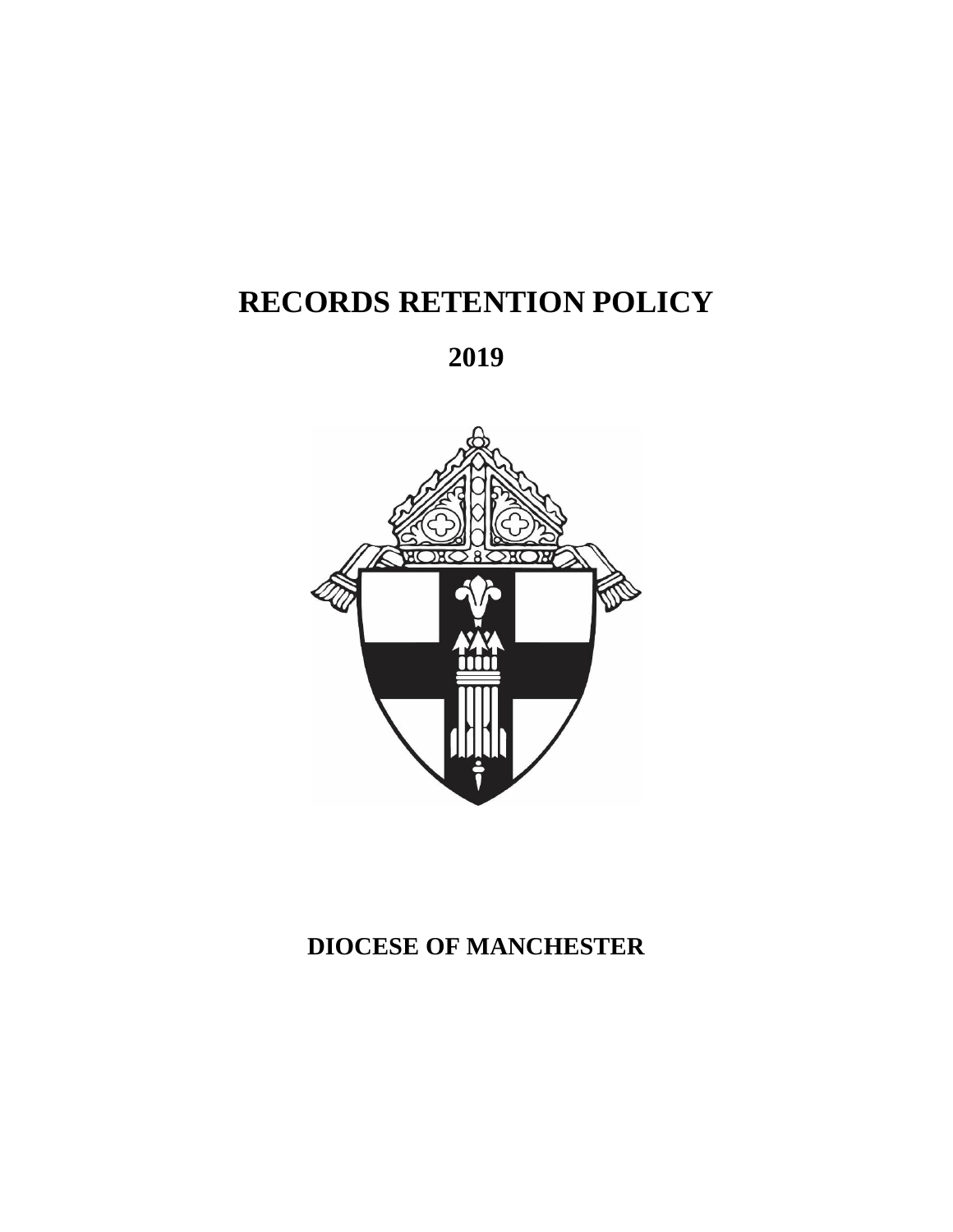# RECORDS RETENTION POLICY

## 2019

## DIOCESE OF MANCHESTER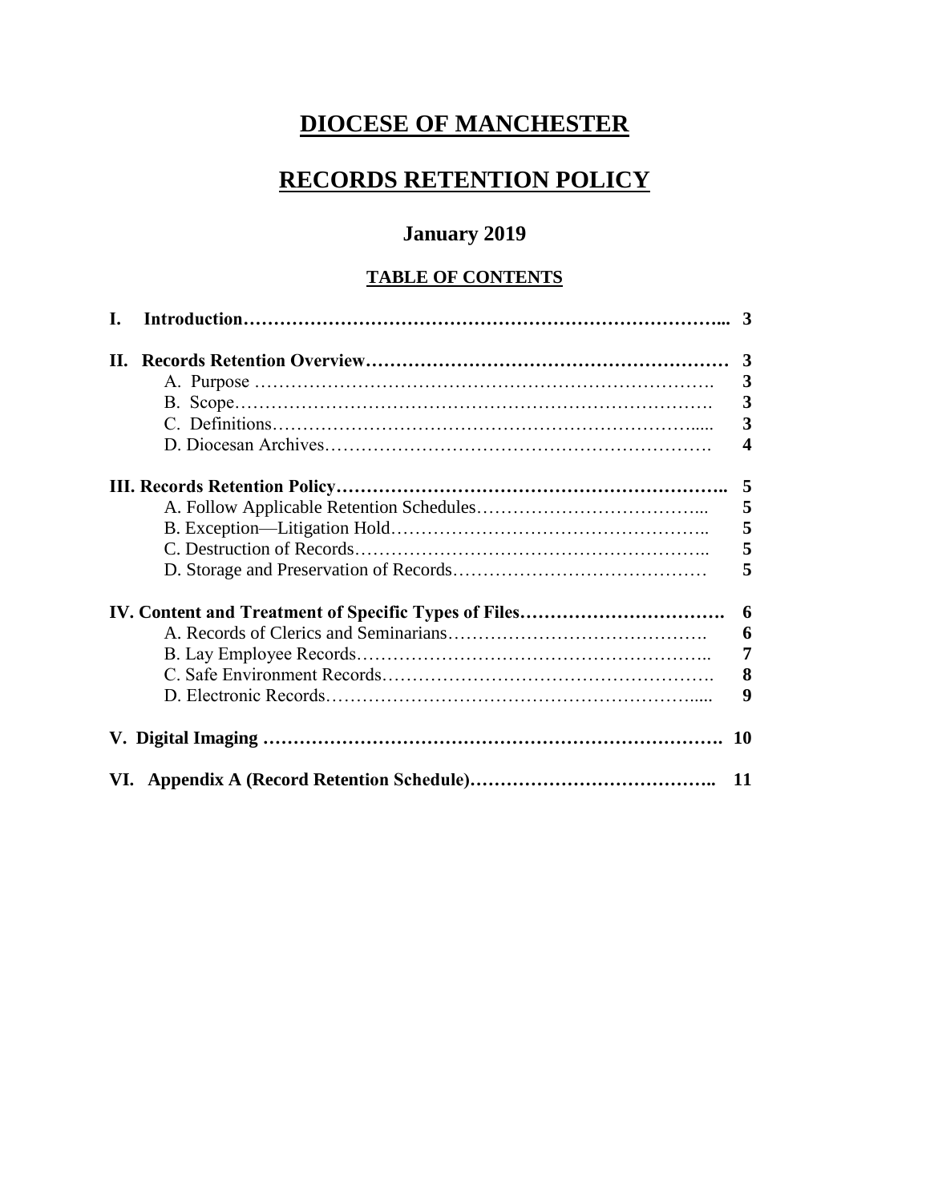# DIOCESE OF MANCHESTER

# RECORDS RETENTION POLICY

## January 2019

### TABLE OF CONTENTS

| | |
|---|---|
| **I. Introduction** | **3** |
| **II. Records Retention Overview** | **3** |
| A. Purpose | 3 |
| B. Scope | 3 |
| C. Definitions | 3 |
| D. Diocesan Archives | 4 |
| **III. Records Retention Policy** | **5** |
| A. Follow Applicable Retention Schedules | 5 |
| B. Exception—Litigation Hold | 5 |
| C. Destruction of Records | 5 |
| D. Storage and Preservation of Records | 5 |
| **IV. Content and Treatment of Specific Types of Files** | **6** |
| A. Records of Clerics and Seminarians | 6 |
| B. Lay Employee Records | 7 |
| C. Safe Environment Records | 8 |
| D. Electronic Records | 9 |
| **V. Digital Imaging** | **10** |
| **VI. Appendix A (Record Retention Schedule)** | **11** |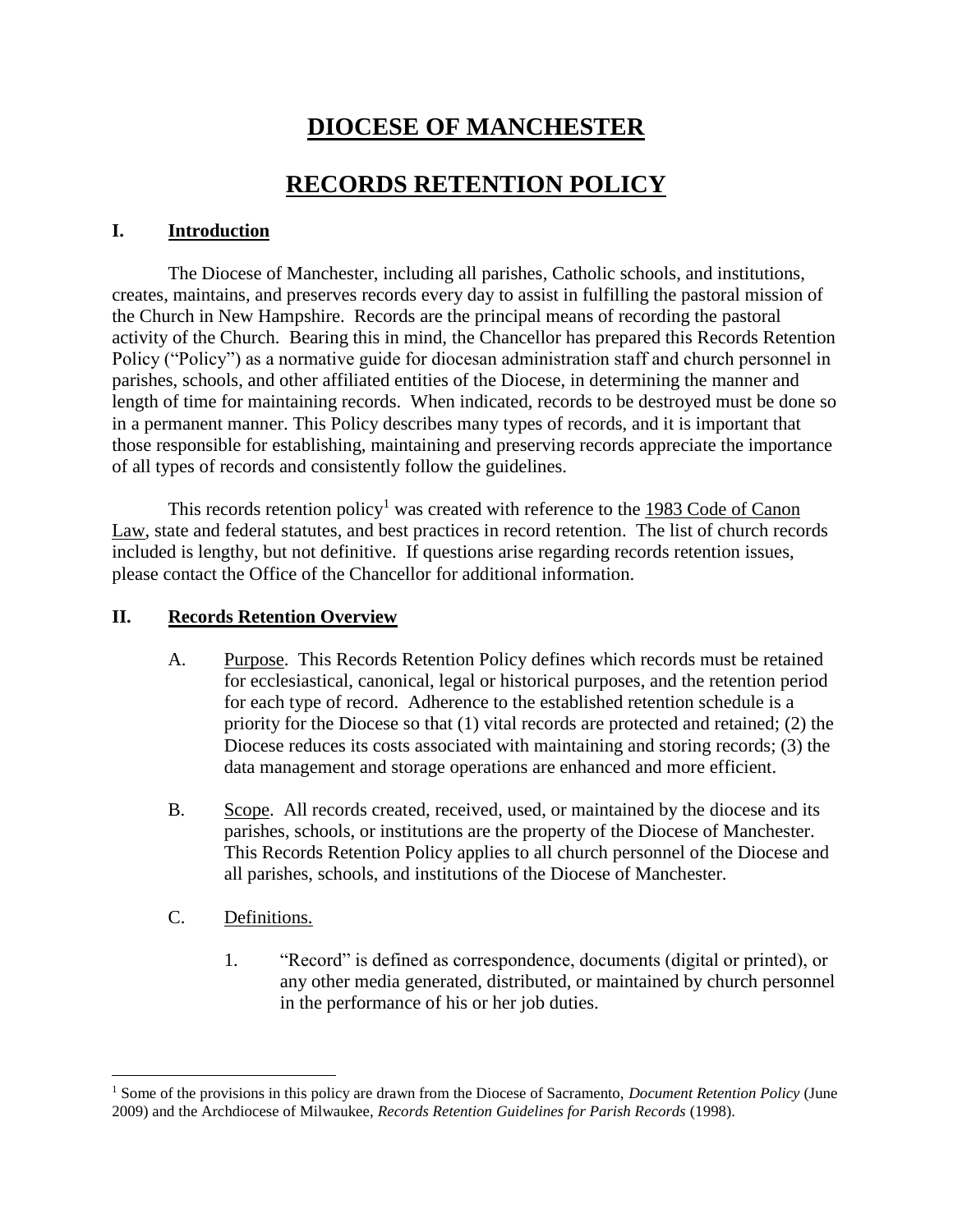# DIOCESE OF MANCHESTER

# RECORDS RETENTION POLICY

## I. Introduction

The Diocese of Manchester, including all parishes, Catholic schools, and institutions, creates, maintains, and preserves records every day to assist in fulfilling the pastoral mission of the Church in New Hampshire. Records are the principal means of recording the pastoral activity of the Church. Bearing this in mind, the Chancellor has prepared this Records Retention Policy ("Policy") as a normative guide for diocesan administration staff and church personnel in parishes, schools, and other affiliated entities of the Diocese, in determining the manner and length of time for maintaining records. When indicated, records to be destroyed must be done so in a permanent manner. This Policy describes many types of records, and it is important that those responsible for establishing, maintaining and preserving records appreciate the importance of all types of records and consistently follow the guidelines.

This records retention policy[1] was created with reference to the 1983 Code of Canon Law, state and federal statutes, and best practices in record retention. The list of church records included is lengthy, but not definitive. If questions arise regarding records retention issues, please contact the Office of the Chancellor for additional information.

## II. Records Retention Overview

A. Purpose. This Records Retention Policy defines which records must be retained for ecclesiastical, canonical, legal or historical purposes, and the retention period for each type of record. Adherence to the established retention schedule is a priority for the Diocese so that (1) vital records are protected and retained; (2) the Diocese reduces its costs associated with maintaining and storing records; (3) the data management and storage operations are enhanced and more efficient.

B. Scope. All records created, received, used, or maintained by the diocese and its parishes, schools, or institutions are the property of the Diocese of Manchester. This Records Retention Policy applies to all church personnel of the Diocese and all parishes, schools, and institutions of the Diocese of Manchester.

C. Definitions.

1. "Record" is defined as correspondence, documents (digital or printed), or any other media generated, distributed, or maintained by church personnel in the performance of his or her job duties.

---

[1] Some of the provisions in this policy are drawn from the Diocese of Sacramento, *Document Retention Policy* (June 2009) and the Archdiocese of Milwaukee, *Records Retention Guidelines for Parish Records* (1998).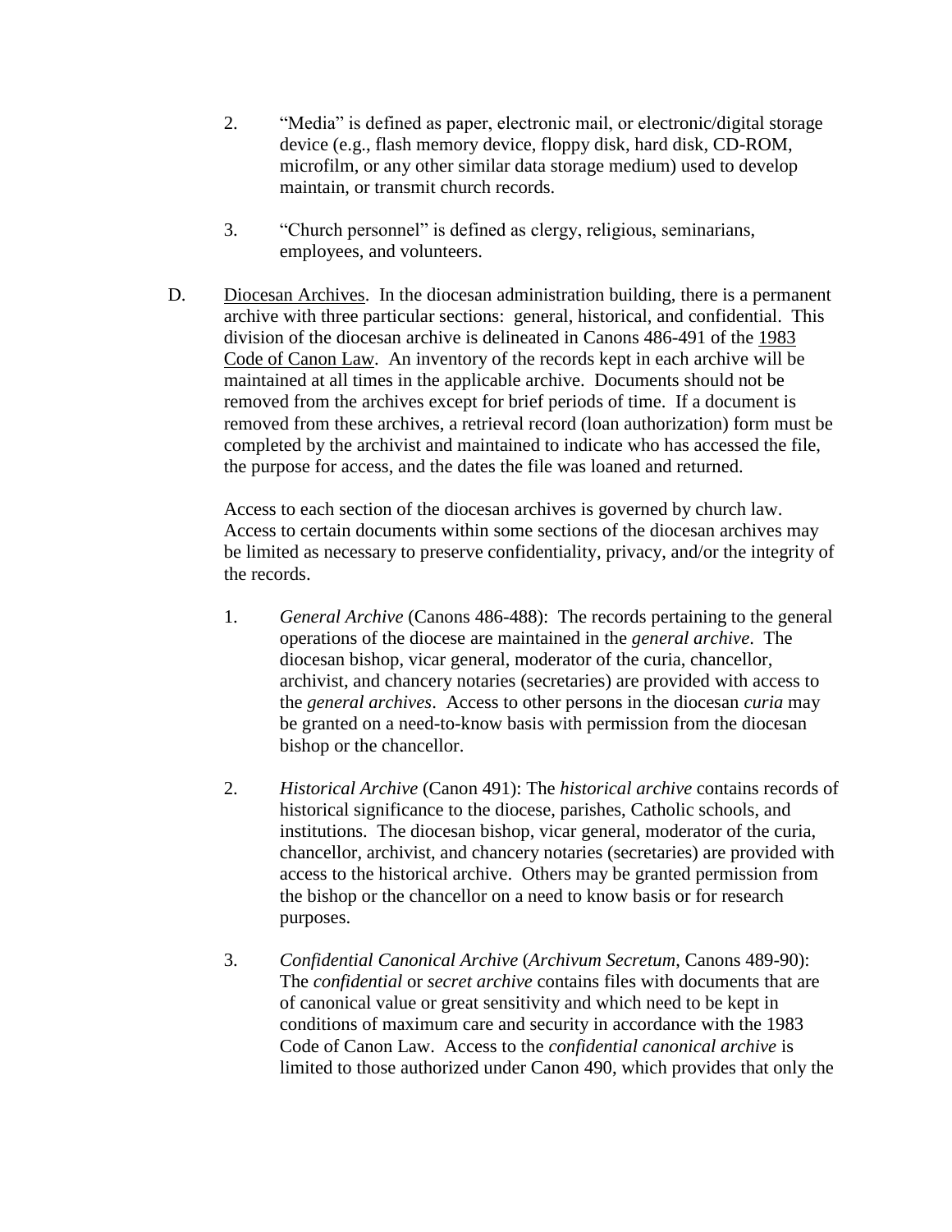2. "Media" is defined as paper, electronic mail, or electronic/digital storage device (e.g., flash memory device, floppy disk, hard disk, CD-ROM, microfilm, or any other similar data storage medium) used to develop maintain, or transmit church records.

3. "Church personnel" is defined as clergy, religious, seminarians, employees, and volunteers.

D. Diocesan Archives. In the diocesan administration building, there is a permanent archive with three particular sections: general, historical, and confidential. This division of the diocesan archive is delineated in Canons 486-491 of the 1983 Code of Canon Law. An inventory of the records kept in each archive will be maintained at all times in the applicable archive. Documents should not be removed from the archives except for brief periods of time. If a document is removed from these archives, a retrieval record (loan authorization) form must be completed by the archivist and maintained to indicate who has accessed the file, the purpose for access, and the dates the file was loaned and returned.

Access to each section of the diocesan archives is governed by church law. Access to certain documents within some sections of the diocesan archives may be limited as necessary to preserve confidentiality, privacy, and/or the integrity of the records.

1. *General Archive* (Canons 486-488): The records pertaining to the general operations of the diocese are maintained in the *general archive*. The diocesan bishop, vicar general, moderator of the curia, chancellor, archivist, and chancery notaries (secretaries) are provided with access to the *general archives*. Access to other persons in the diocesan *curia* may be granted on a need-to-know basis with permission from the diocesan bishop or the chancellor.

2. *Historical Archive* (Canon 491): The *historical archive* contains records of historical significance to the diocese, parishes, Catholic schools, and institutions. The diocesan bishop, vicar general, moderator of the curia, chancellor, archivist, and chancery notaries (secretaries) are provided with access to the historical archive. Others may be granted permission from the bishop or the chancellor on a need to know basis or for research purposes.

3. *Confidential Canonical Archive* (*Archivum Secretum*, Canons 489-90): The *confidential* or *secret archive* contains files with documents that are of canonical value or great sensitivity and which need to be kept in conditions of maximum care and security in accordance with the 1983 Code of Canon Law. Access to the *confidential canonical archive* is limited to those authorized under Canon 490, which provides that only the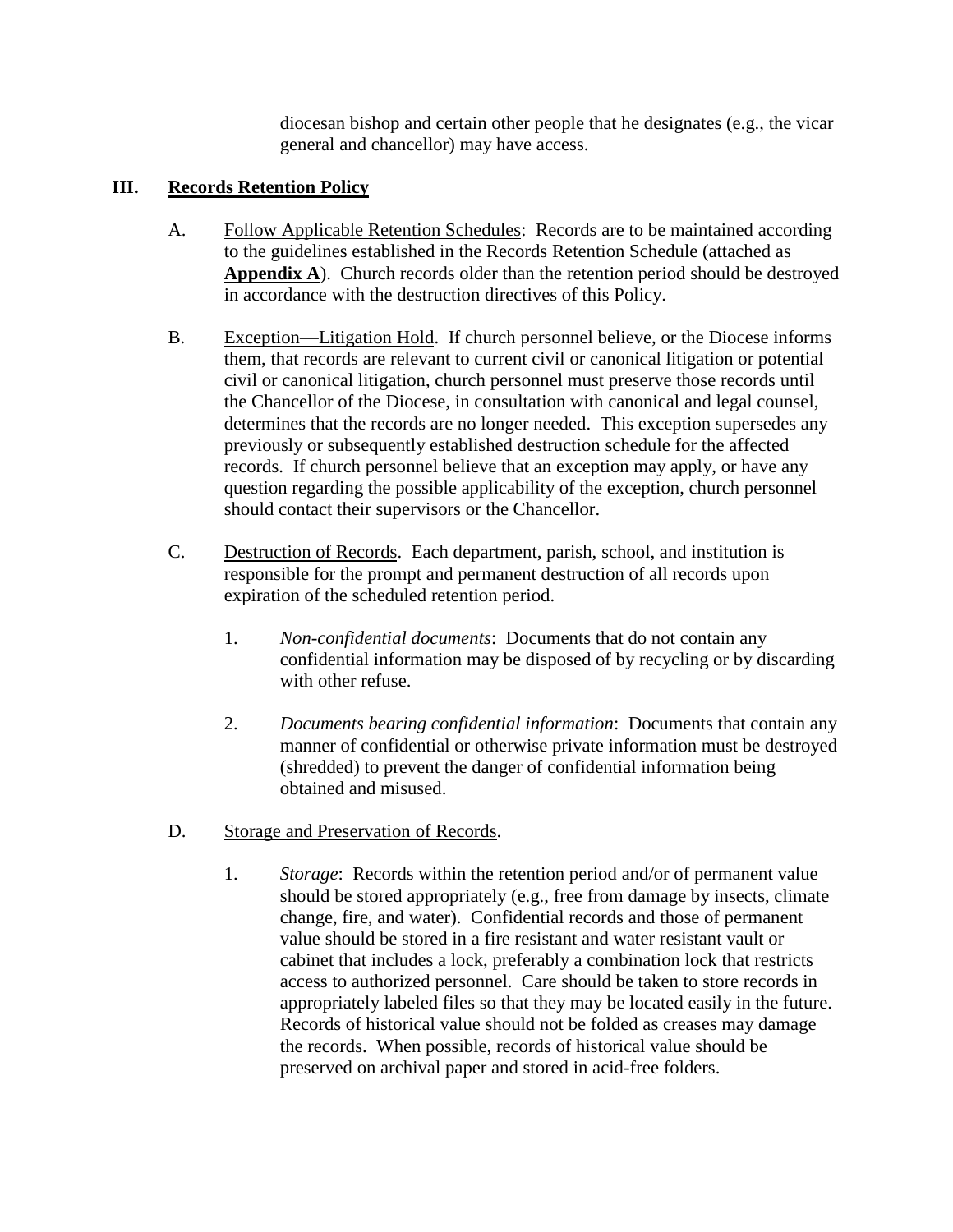diocesan bishop and certain other people that he designates (e.g., the vicar general and chancellor) may have access.

## III. Records Retention Policy

A. Follow Applicable Retention Schedules: Records are to be maintained according to the guidelines established in the Records Retention Schedule (attached as **Appendix A**). Church records older than the retention period should be destroyed in accordance with the destruction directives of this Policy.

B. Exception—Litigation Hold. If church personnel believe, or the Diocese informs them, that records are relevant to current civil or canonical litigation or potential civil or canonical litigation, church personnel must preserve those records until the Chancellor of the Diocese, in consultation with canonical and legal counsel, determines that the records are no longer needed. This exception supersedes any previously or subsequently established destruction schedule for the affected records. If church personnel believe that an exception may apply, or have any question regarding the possible applicability of the exception, church personnel should contact their supervisors or the Chancellor.

C. Destruction of Records. Each department, parish, school, and institution is responsible for the prompt and permanent destruction of all records upon expiration of the scheduled retention period.

1. *Non-confidential documents*: Documents that do not contain any confidential information may be disposed of by recycling or by discarding with other refuse.

2. *Documents bearing confidential information*: Documents that contain any manner of confidential or otherwise private information must be destroyed (shredded) to prevent the danger of confidential information being obtained and misused.

D. Storage and Preservation of Records.

1. *Storage*: Records within the retention period and/or of permanent value should be stored appropriately (e.g., free from damage by insects, climate change, fire, and water). Confidential records and those of permanent value should be stored in a fire resistant and water resistant vault or cabinet that includes a lock, preferably a combination lock that restricts access to authorized personnel. Care should be taken to store records in appropriately labeled files so that they may be located easily in the future. Records of historical value should not be folded as creases may damage the records. When possible, records of historical value should be preserved on archival paper and stored in acid-free folders.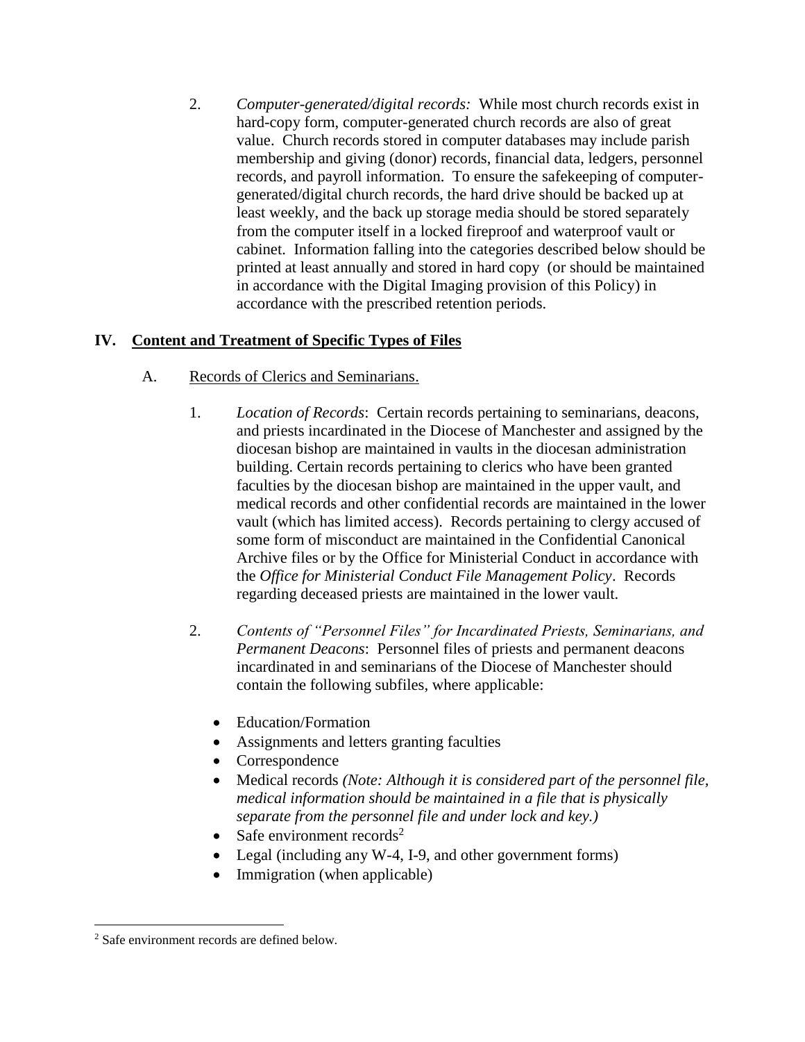2. *Computer-generated/digital records:* While most church records exist in hard-copy form, computer-generated church records are also of great value. Church records stored in computer databases may include parish membership and giving (donor) records, financial data, ledgers, personnel records, and payroll information. To ensure the safekeeping of computer-generated/digital church records, the hard drive should be backed up at least weekly, and the back up storage media should be stored separately from the computer itself in a locked fireproof and waterproof vault or cabinet. Information falling into the categories described below should be printed at least annually and stored in hard copy (or should be maintained in accordance with the Digital Imaging provision of this Policy) in accordance with the prescribed retention periods.

## IV. Content and Treatment of Specific Types of Files

### A. Records of Clerics and Seminarians.

1. *Location of Records*: Certain records pertaining to seminarians, deacons, and priests incardinated in the Diocese of Manchester and assigned by the diocesan bishop are maintained in vaults in the diocesan administration building. Certain records pertaining to clerics who have been granted faculties by the diocesan bishop are maintained in the upper vault, and medical records and other confidential records are maintained in the lower vault (which has limited access). Records pertaining to clergy accused of some form of misconduct are maintained in the Confidential Canonical Archive files or by the Office for Ministerial Conduct in accordance with the *Office for Ministerial Conduct File Management Policy*. Records regarding deceased priests are maintained in the lower vault.

2. *Contents of "Personnel Files" for Incardinated Priests, Seminarians, and Permanent Deacons*: Personnel files of priests and permanent deacons incardinated in and seminarians of the Diocese of Manchester should contain the following subfiles, where applicable:

   - Education/Formation
   - Assignments and letters granting faculties
   - Correspondence
   - Medical records *(Note: Although it is considered part of the personnel file, medical information should be maintained in a file that is physically separate from the personnel file and under lock and key.)*
   - Safe environment records[2]
   - Legal (including any W-4, I-9, and other government forms)
   - Immigration (when applicable)

---

[2] Safe environment records are defined below.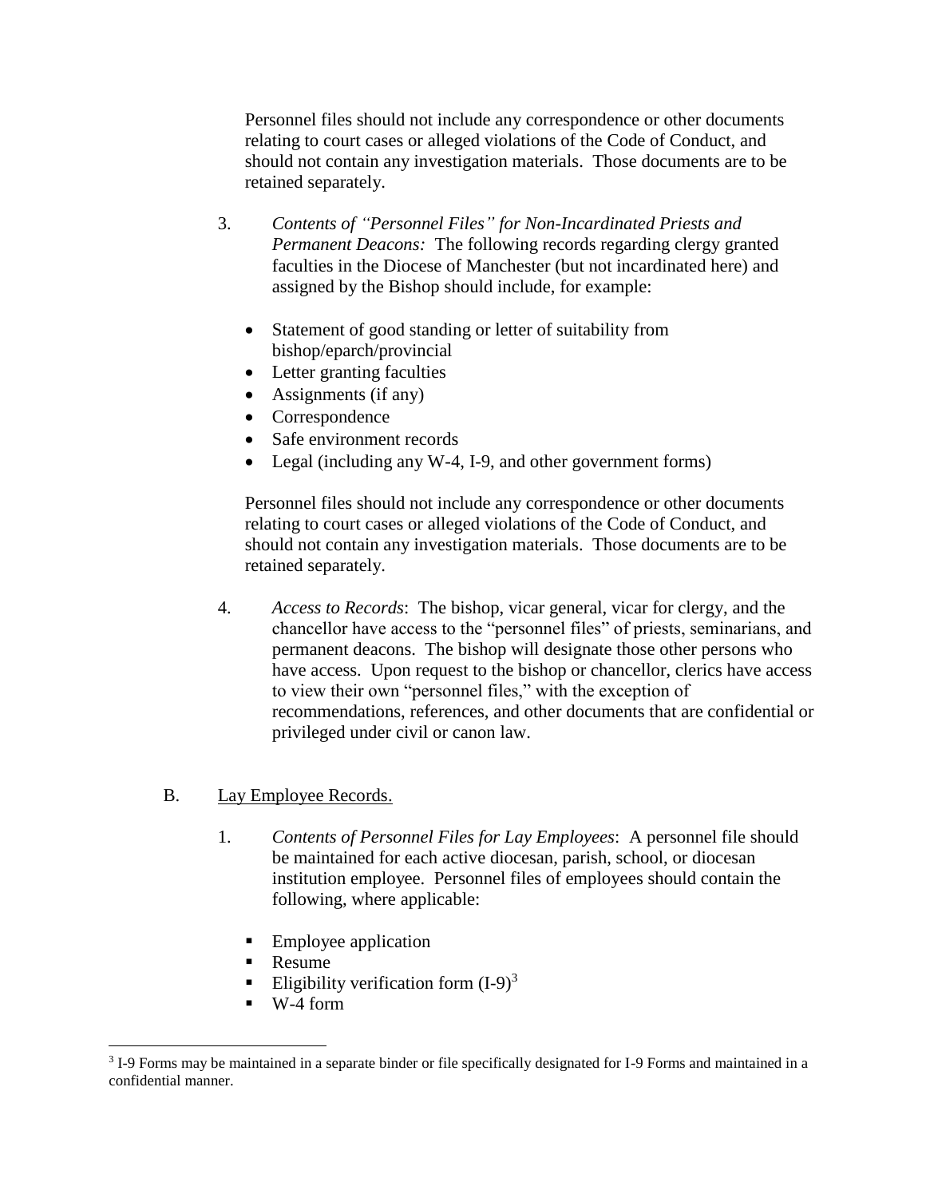Personnel files should not include any correspondence or other documents relating to court cases or alleged violations of the Code of Conduct, and should not contain any investigation materials. Those documents are to be retained separately.

3. *Contents of "Personnel Files" for Non-Incardinated Priests and Permanent Deacons:* The following records regarding clergy granted faculties in the Diocese of Manchester (but not incardinated here) and assigned by the Bishop should include, for example:

   - Statement of good standing or letter of suitability from bishop/eparch/provincial
   - Letter granting faculties
   - Assignments (if any)
   - Correspondence
   - Safe environment records
   - Legal (including any W-4, I-9, and other government forms)

   Personnel files should not include any correspondence or other documents relating to court cases or alleged violations of the Code of Conduct, and should not contain any investigation materials. Those documents are to be retained separately.

4. *Access to Records*: The bishop, vicar general, vicar for clergy, and the chancellor have access to the "personnel files" of priests, seminarians, and permanent deacons. The bishop will designate those other persons who have access. Upon request to the bishop or chancellor, clerics have access to view their own "personnel files," with the exception of recommendations, references, and other documents that are confidential or privileged under civil or canon law.

B. Lay Employee Records.

1. *Contents of Personnel Files for Lay Employees*: A personnel file should be maintained for each active diocesan, parish, school, or diocesan institution employee. Personnel files of employees should contain the following, where applicable:

   - Employee application
   - Resume
   - Eligibility verification form (I-9)[3]
   - W-4 form

[3] I-9 Forms may be maintained in a separate binder or file specifically designated for I-9 Forms and maintained in a confidential manner.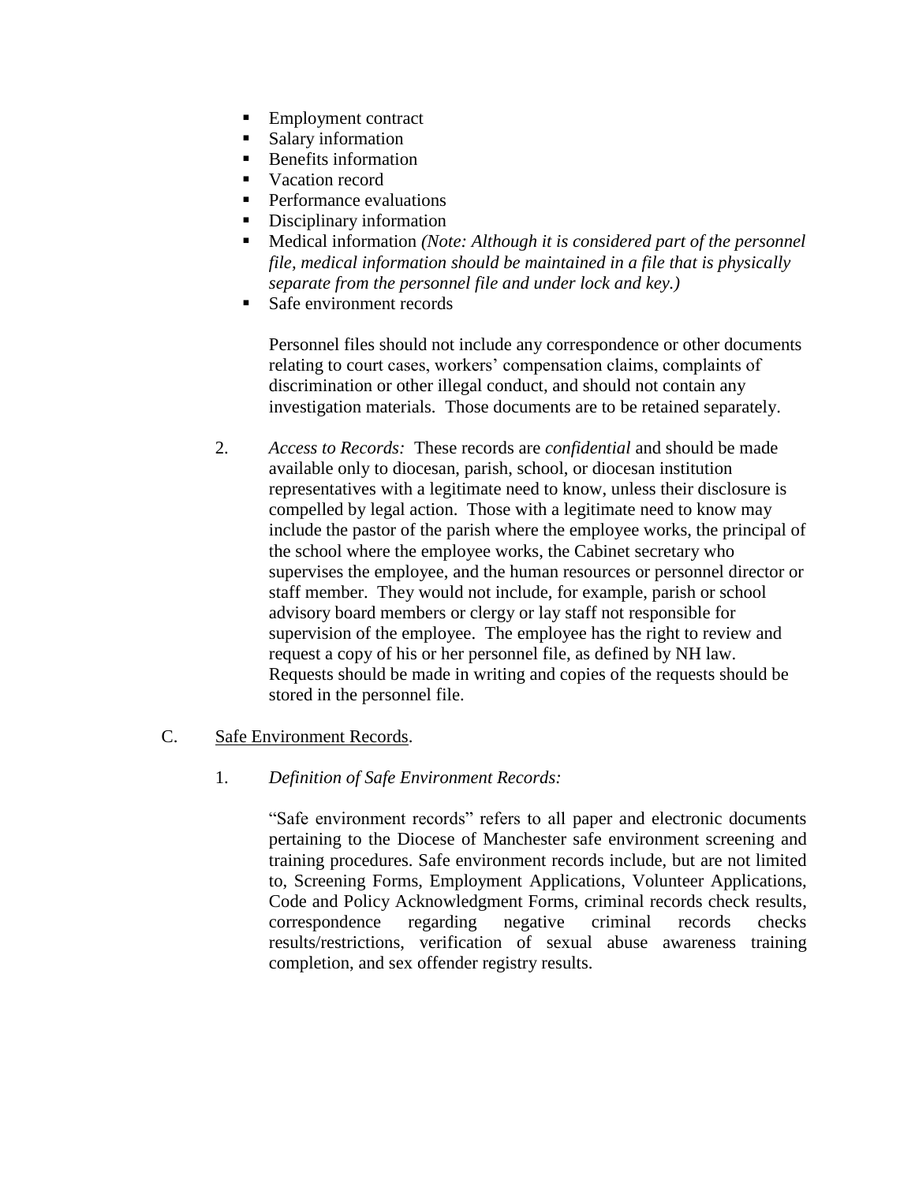- Employment contract
- Salary information
- Benefits information
- Vacation record
- Performance evaluations
- Disciplinary information
- Medical information *(Note: Although it is considered part of the personnel file, medical information should be maintained in a file that is physically separate from the personnel file and under lock and key.)*
- Safe environment records

Personnel files should not include any correspondence or other documents relating to court cases, workers' compensation claims, complaints of discrimination or other illegal conduct, and should not contain any investigation materials. Those documents are to be retained separately.

2. *Access to Records:* These records are *confidential* and should be made available only to diocesan, parish, school, or diocesan institution representatives with a legitimate need to know, unless their disclosure is compelled by legal action. Those with a legitimate need to know may include the pastor of the parish where the employee works, the principal of the school where the employee works, the Cabinet secretary who supervises the employee, and the human resources or personnel director or staff member. They would not include, for example, parish or school advisory board members or clergy or lay staff not responsible for supervision of the employee. The employee has the right to review and request a copy of his or her personnel file, as defined by NH law. Requests should be made in writing and copies of the requests should be stored in the personnel file.

C. <u>Safe Environment Records</u>.

1. *Definition of Safe Environment Records:*

"Safe environment records" refers to all paper and electronic documents pertaining to the Diocese of Manchester safe environment screening and training procedures. Safe environment records include, but are not limited to, Screening Forms, Employment Applications, Volunteer Applications, Code and Policy Acknowledgment Forms, criminal records check results, correspondence regarding negative criminal records checks results/restrictions, verification of sexual abuse awareness training completion, and sex offender registry results.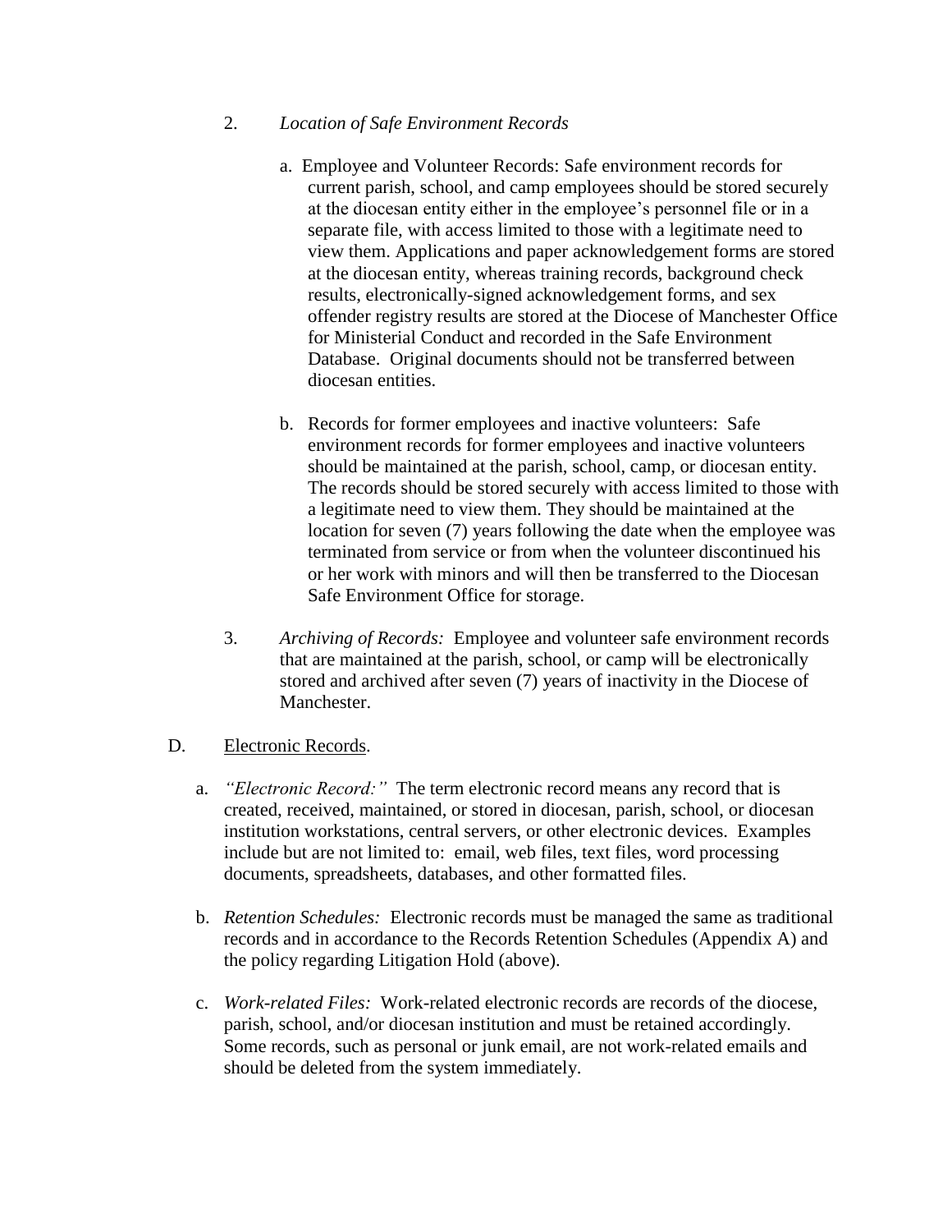2. *Location of Safe Environment Records*

   a. Employee and Volunteer Records: Safe environment records for current parish, school, and camp employees should be stored securely at the diocesan entity either in the employee's personnel file or in a separate file, with access limited to those with a legitimate need to view them. Applications and paper acknowledgement forms are stored at the diocesan entity, whereas training records, background check results, electronically-signed acknowledgement forms, and sex offender registry results are stored at the Diocese of Manchester Office for Ministerial Conduct and recorded in the Safe Environment Database. Original documents should not be transferred between diocesan entities.

   b. Records for former employees and inactive volunteers: Safe environment records for former employees and inactive volunteers should be maintained at the parish, school, camp, or diocesan entity. The records should be stored securely with access limited to those with a legitimate need to view them. They should be maintained at the location for seven (7) years following the date when the employee was terminated from service or from when the volunteer discontinued his or her work with minors and will then be transferred to the Diocesan Safe Environment Office for storage.

3. *Archiving of Records:* Employee and volunteer safe environment records that are maintained at the parish, school, or camp will be electronically stored and archived after seven (7) years of inactivity in the Diocese of Manchester.

D. Electronic Records.

   a. *"Electronic Record:"* The term electronic record means any record that is created, received, maintained, or stored in diocesan, parish, school, or diocesan institution workstations, central servers, or other electronic devices. Examples include but are not limited to: email, web files, text files, word processing documents, spreadsheets, databases, and other formatted files.

   b. *Retention Schedules:* Electronic records must be managed the same as traditional records and in accordance to the Records Retention Schedules (Appendix A) and the policy regarding Litigation Hold (above).

   c. *Work-related Files:* Work-related electronic records are records of the diocese, parish, school, and/or diocesan institution and must be retained accordingly. Some records, such as personal or junk email, are not work-related emails and should be deleted from the system immediately.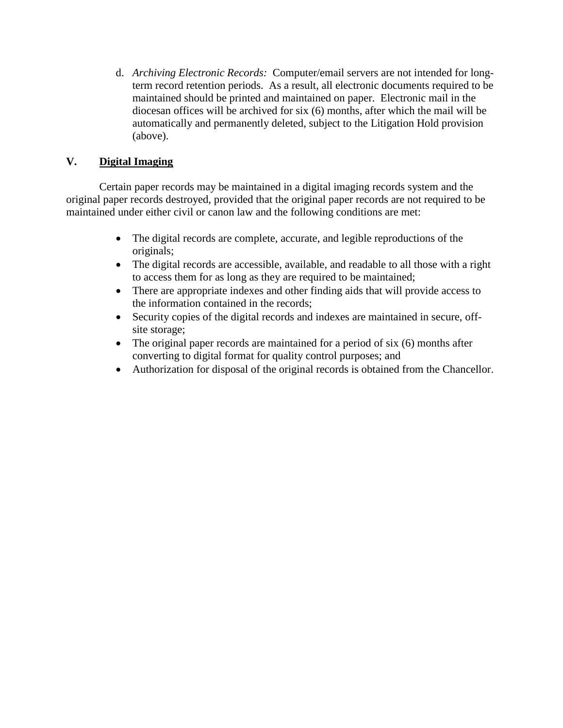d. *Archiving Electronic Records:* Computer/email servers are not intended for long-term record retention periods. As a result, all electronic documents required to be maintained should be printed and maintained on paper. Electronic mail in the diocesan offices will be archived for six (6) months, after which the mail will be automatically and permanently deleted, subject to the Litigation Hold provision (above).

## V. <u>Digital Imaging</u>

Certain paper records may be maintained in a digital imaging records system and the original paper records destroyed, provided that the original paper records are not required to be maintained under either civil or canon law and the following conditions are met:

- The digital records are complete, accurate, and legible reproductions of the originals;
- The digital records are accessible, available, and readable to all those with a right to access them for as long as they are required to be maintained;
- There are appropriate indexes and other finding aids that will provide access to the information contained in the records;
- Security copies of the digital records and indexes are maintained in secure, off-site storage;
- The original paper records are maintained for a period of six (6) months after converting to digital format for quality control purposes; and
- Authorization for disposal of the original records is obtained from the Chancellor.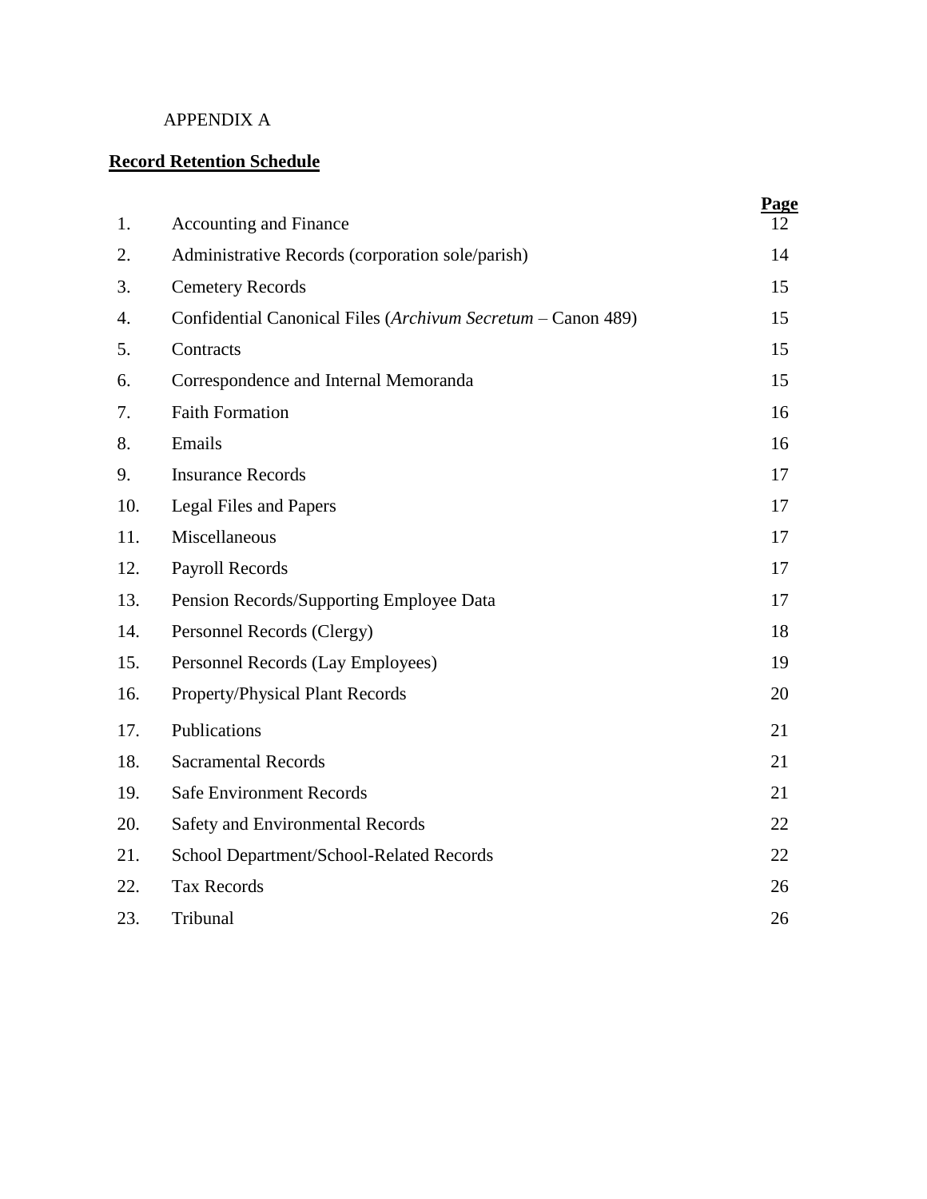APPENDIX A

**Record Retention Schedule**

| | | Page |
|---|---|---|
| 1. | Accounting and Finance | 12 |
| 2. | Administrative Records (corporation sole/parish) | 14 |
| 3. | Cemetery Records | 15 |
| 4. | Confidential Canonical Files (*Archivum Secretum* – Canon 489) | 15 |
| 5. | Contracts | 15 |
| 6. | Correspondence and Internal Memoranda | 15 |
| 7. | Faith Formation | 16 |
| 8. | Emails | 16 |
| 9. | Insurance Records | 17 |
| 10. | Legal Files and Papers | 17 |
| 11. | Miscellaneous | 17 |
| 12. | Payroll Records | 17 |
| 13. | Pension Records/Supporting Employee Data | 17 |
| 14. | Personnel Records (Clergy) | 18 |
| 15. | Personnel Records (Lay Employees) | 19 |
| 16. | Property/Physical Plant Records | 20 |
| 17. | Publications | 21 |
| 18. | Sacramental Records | 21 |
| 19. | Safe Environment Records | 21 |
| 20. | Safety and Environmental Records | 22 |
| 21. | School Department/School-Related Records | 22 |
| 22. | Tax Records | 26 |
| 23. | Tribunal | 26 |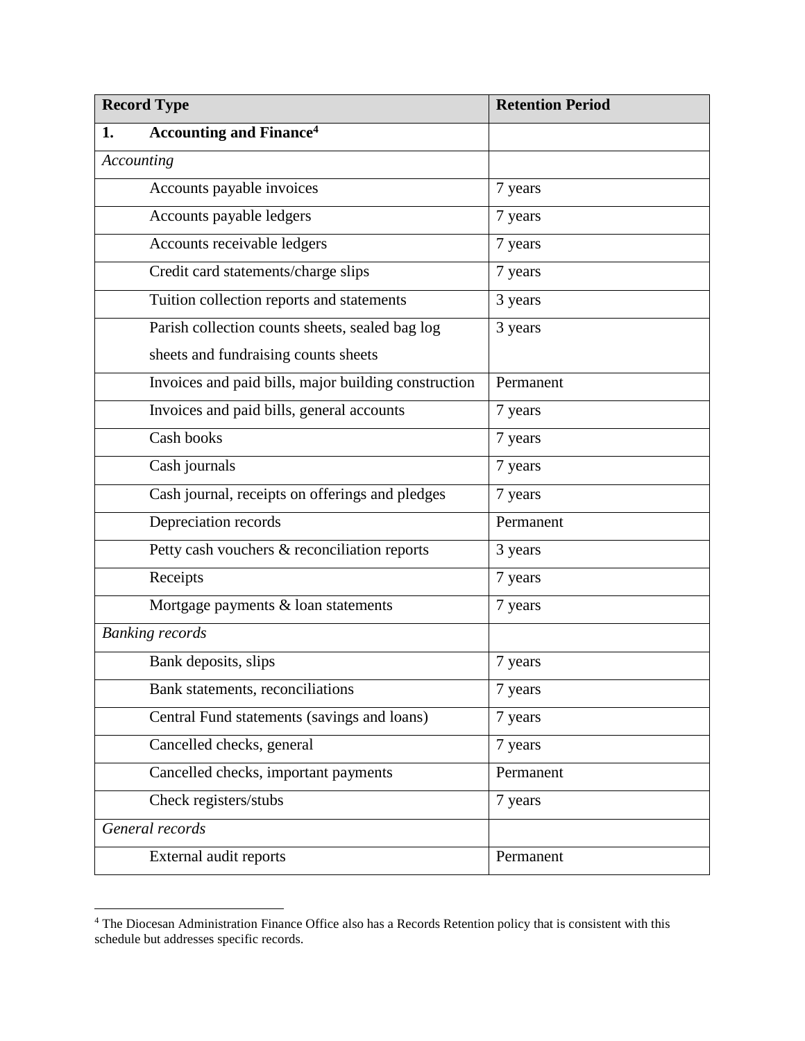| Record Type | Retention Period |
| --- | --- |
| **1. Accounting and Finance**[4] | |
| *Accounting* | |
| Accounts payable invoices | 7 years |
| Accounts payable ledgers | 7 years |
| Accounts receivable ledgers | 7 years |
| Credit card statements/charge slips | 7 years |
| Tuition collection reports and statements | 3 years |
| Parish collection counts sheets, sealed bag log sheets and fundraising counts sheets | 3 years |
| Invoices and paid bills, major building construction | Permanent |
| Invoices and paid bills, general accounts | 7 years |
| Cash books | 7 years |
| Cash journals | 7 years |
| Cash journal, receipts on offerings and pledges | 7 years |
| Depreciation records | Permanent |
| Petty cash vouchers & reconciliation reports | 3 years |
| Receipts | 7 years |
| Mortgage payments & loan statements | 7 years |
| *Banking records* | |
| Bank deposits, slips | 7 years |
| Bank statements, reconciliations | 7 years |
| Central Fund statements (savings and loans) | 7 years |
| Cancelled checks, general | 7 years |
| Cancelled checks, important payments | Permanent |
| Check registers/stubs | 7 years |
| *General records* | |
| External audit reports | Permanent |

[4] The Diocesan Administration Finance Office also has a Records Retention policy that is consistent with this schedule but addresses specific records.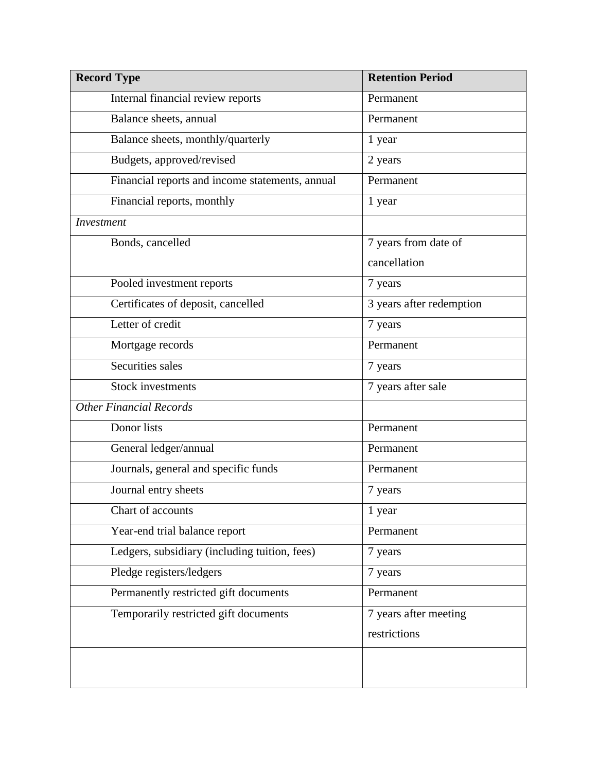| Record Type | Retention Period |
|---|---|
| Internal financial review reports | Permanent |
| Balance sheets, annual | Permanent |
| Balance sheets, monthly/quarterly | 1 year |
| Budgets, approved/revised | 2 years |
| Financial reports and income statements, annual | Permanent |
| Financial reports, monthly | 1 year |
| *Investment* | |
| Bonds, cancelled | 7 years from date of cancellation |
| Pooled investment reports | 7 years |
| Certificates of deposit, cancelled | 3 years after redemption |
| Letter of credit | 7 years |
| Mortgage records | Permanent |
| Securities sales | 7 years |
| Stock investments | 7 years after sale |
| *Other Financial Records* | |
| Donor lists | Permanent |
| General ledger/annual | Permanent |
| Journals, general and specific funds | Permanent |
| Journal entry sheets | 7 years |
| Chart of accounts | 1 year |
| Year-end trial balance report | Permanent |
| Ledgers, subsidiary (including tuition, fees) | 7 years |
| Pledge registers/ledgers | 7 years |
| Permanently restricted gift documents | Permanent |
| Temporarily restricted gift documents | 7 years after meeting restrictions |
| | |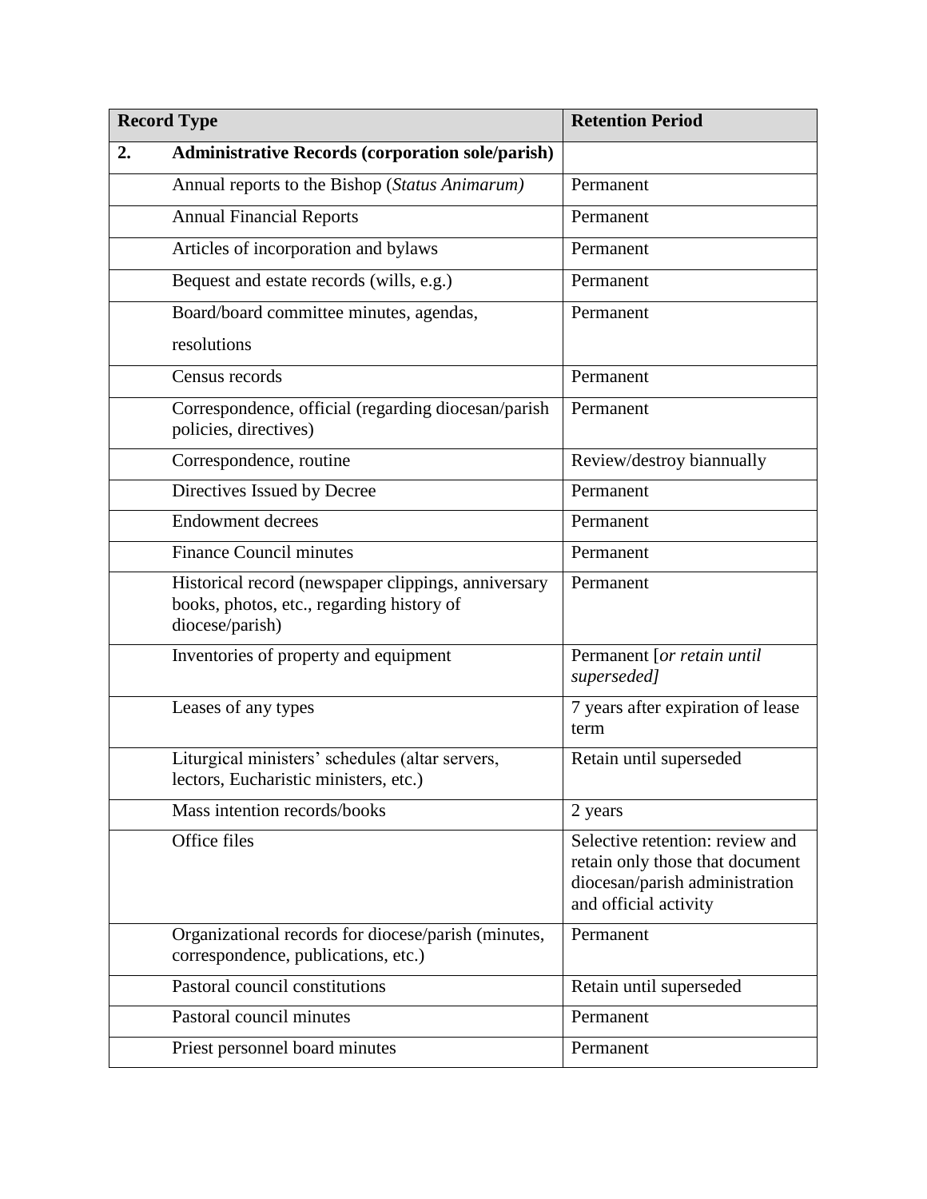| Record Type | | Retention Period |
|---|---|---|
| **2.** | **Administrative Records (corporation sole/parish)** | |
| | Annual reports to the Bishop (*Status Animarum)* | Permanent |
| | Annual Financial Reports | Permanent |
| | Articles of incorporation and bylaws | Permanent |
| | Bequest and estate records (wills, e.g.) | Permanent |
| | Board/board committee minutes, agendas, resolutions | Permanent |
| | Census records | Permanent |
| | Correspondence, official (regarding diocesan/parish policies, directives) | Permanent |
| | Correspondence, routine | Review/destroy biannually |
| | Directives Issued by Decree | Permanent |
| | Endowment decrees | Permanent |
| | Finance Council minutes | Permanent |
| | Historical record (newspaper clippings, anniversary books, photos, etc., regarding history of diocese/parish) | Permanent |
| | Inventories of property and equipment | Permanent [*or retain until superseded]* |
| | Leases of any types | 7 years after expiration of lease term |
| | Liturgical ministers' schedules (altar servers, lectors, Eucharistic ministers, etc.) | Retain until superseded |
| | Mass intention records/books | 2 years |
| | Office files | Selective retention: review and retain only those that document diocesan/parish administration and official activity |
| | Organizational records for diocese/parish (minutes, correspondence, publications, etc.) | Permanent |
| | Pastoral council constitutions | Retain until superseded |
| | Pastoral council minutes | Permanent |
| | Priest personnel board minutes | Permanent |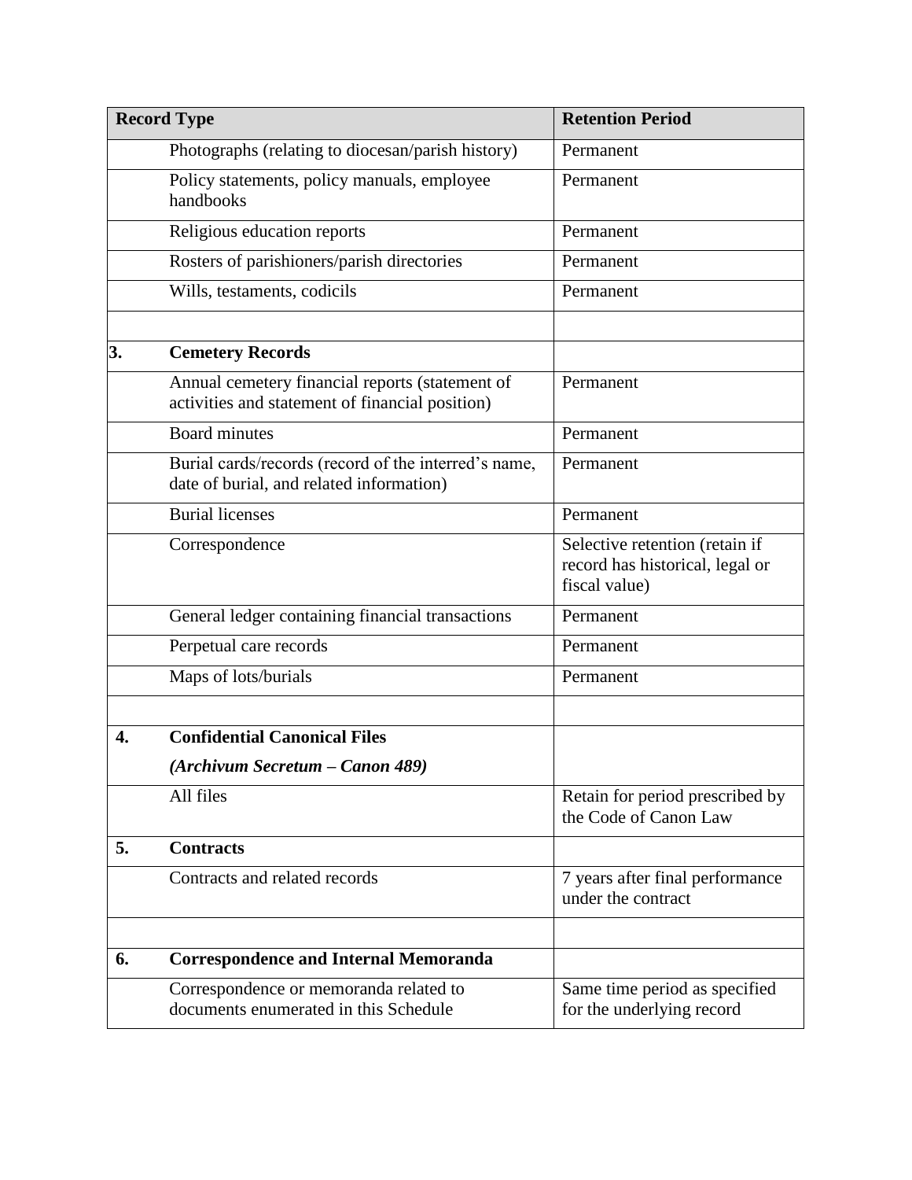| Record Type | | Retention Period |
|---|---|---|
| | Photographs (relating to diocesan/parish history) | Permanent |
| | Policy statements, policy manuals, employee handbooks | Permanent |
| | Religious education reports | Permanent |
| | Rosters of parishioners/parish directories | Permanent |
| | Wills, testaments, codicils | Permanent |
| | | |
| **3.** | **Cemetery Records** | |
| | Annual cemetery financial reports (statement of activities and statement of financial position) | Permanent |
| | Board minutes | Permanent |
| | Burial cards/records (record of the interred's name, date of burial, and related information) | Permanent |
| | Burial licenses | Permanent |
| | Correspondence | Selective retention (retain if record has historical, legal or fiscal value) |
| | General ledger containing financial transactions | Permanent |
| | Perpetual care records | Permanent |
| | Maps of lots/burials | Permanent |
| | | |
| **4.** | **Confidential Canonical Files** ***(Archivum Secretum – Canon 489)*** | |
| | All files | Retain for period prescribed by the Code of Canon Law |
| **5.** | **Contracts** | |
| | Contracts and related records | 7 years after final performance under the contract |
| | | |
| **6.** | **Correspondence and Internal Memoranda** | |
| | Correspondence or memoranda related to documents enumerated in this Schedule | Same time period as specified for the underlying record |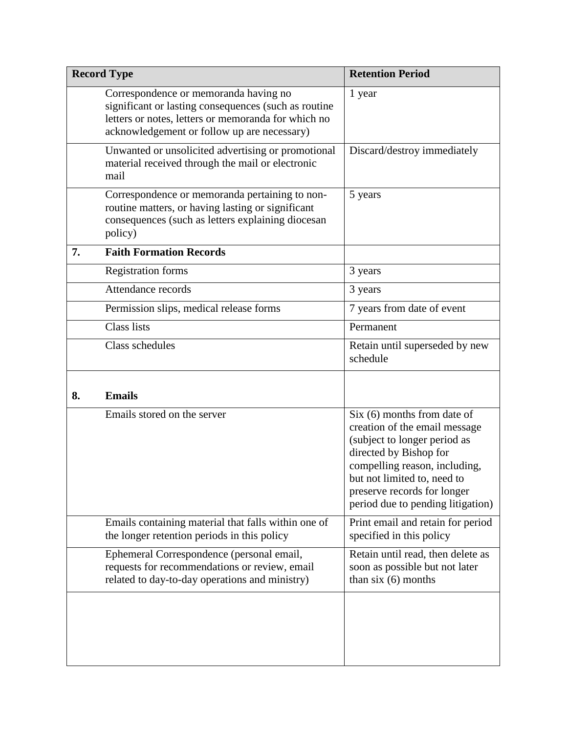| Record Type | | Retention Period |
|---|---|---|
| | Correspondence or memoranda having no significant or lasting consequences (such as routine letters or notes, letters or memoranda for which no acknowledgement or follow up are necessary) | 1 year |
| | Unwanted or unsolicited advertising or promotional material received through the mail or electronic mail | Discard/destroy immediately |
| | Correspondence or memoranda pertaining to non-routine matters, or having lasting or significant consequences (such as letters explaining diocesan policy) | 5 years |
| **7.** | **Faith Formation Records** | |
| | Registration forms | 3 years |
| | Attendance records | 3 years |
| | Permission slips, medical release forms | 7 years from date of event |
| | Class lists | Permanent |
| | Class schedules | Retain until superseded by new schedule |
| **8.** | **Emails** | |
| | Emails stored on the server | Six (6) months from date of creation of the email message (subject to longer period as directed by Bishop for compelling reason, including, but not limited to, need to preserve records for longer period due to pending litigation) |
| | Emails containing material that falls within one of the longer retention periods in this policy | Print email and retain for period specified in this policy |
| | Ephemeral Correspondence (personal email, requests for recommendations or review, email related to day-to-day operations and ministry) | Retain until read, then delete as soon as possible but not later than six (6) months |
| | | |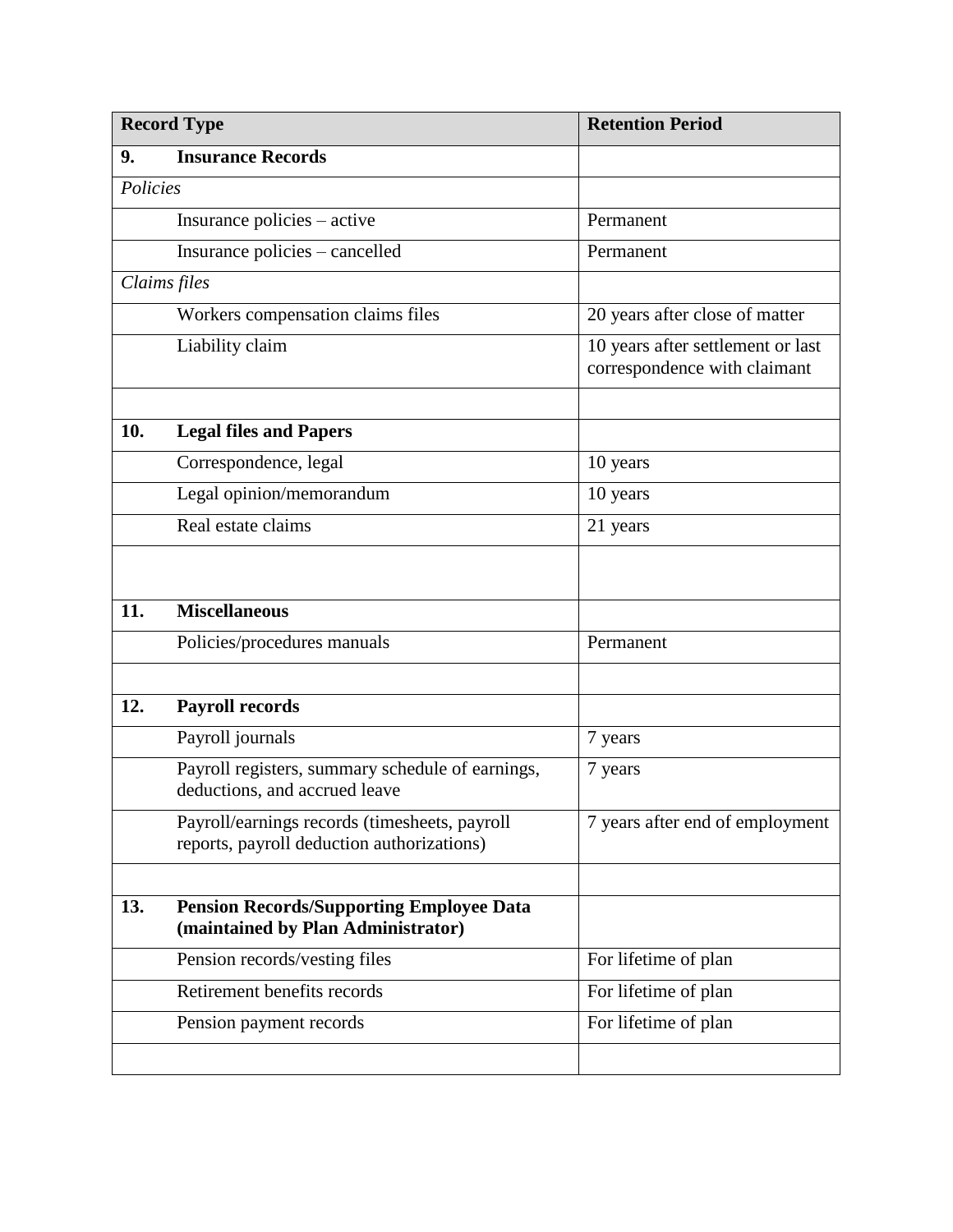| Record Type | Retention Period |
|---|---|
| **9. Insurance Records** | |
| *Policies* | |
| Insurance policies – active | Permanent |
| Insurance policies – cancelled | Permanent |
| *Claims files* | |
| Workers compensation claims files | 20 years after close of matter |
| Liability claim | 10 years after settlement or last correspondence with claimant |
| | |
| **10. Legal files and Papers** | |
| Correspondence, legal | 10 years |
| Legal opinion/memorandum | 10 years |
| Real estate claims | 21 years |
| | |
| **11. Miscellaneous** | |
| Policies/procedures manuals | Permanent |
| | |
| **12. Payroll records** | |
| Payroll journals | 7 years |
| Payroll registers, summary schedule of earnings, deductions, and accrued leave | 7 years |
| Payroll/earnings records (timesheets, payroll reports, payroll deduction authorizations) | 7 years after end of employment |
| | |
| **13. Pension Records/Supporting Employee Data (maintained by Plan Administrator)** | |
| Pension records/vesting files | For lifetime of plan |
| Retirement benefits records | For lifetime of plan |
| Pension payment records | For lifetime of plan |
| | |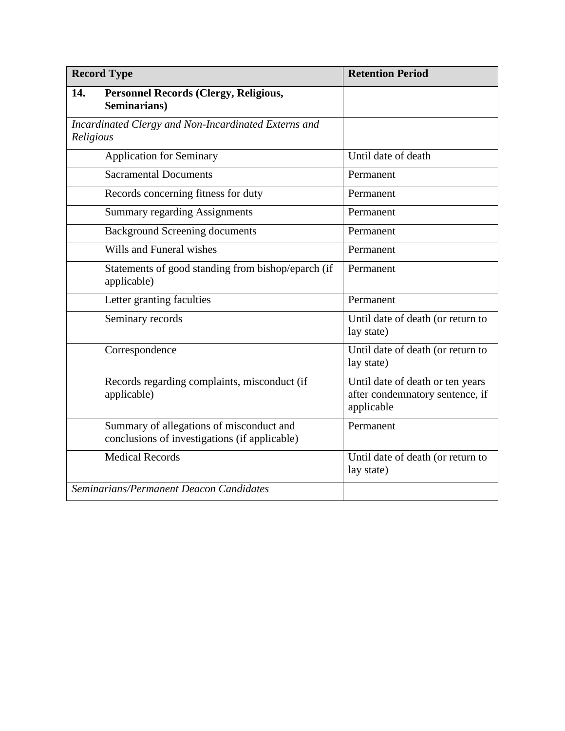| Record Type | Retention Period |
| --- | --- |
| **14. Personnel Records (Clergy, Religious, Seminarians)** | |
| *Incardinated Clergy and Non-Incardinated Externs and Religious* | |
| Application for Seminary | Until date of death |
| Sacramental Documents | Permanent |
| Records concerning fitness for duty | Permanent |
| Summary regarding Assignments | Permanent |
| Background Screening documents | Permanent |
| Wills and Funeral wishes | Permanent |
| Statements of good standing from bishop/eparch (if applicable) | Permanent |
| Letter granting faculties | Permanent |
| Seminary records | Until date of death (or return to lay state) |
| Correspondence | Until date of death (or return to lay state) |
| Records regarding complaints, misconduct (if applicable) | Until date of death or ten years after condemnatory sentence, if applicable |
| Summary of allegations of misconduct and conclusions of investigations (if applicable) | Permanent |
| Medical Records | Until date of death (or return to lay state) |
| *Seminarians/Permanent Deacon Candidates* | |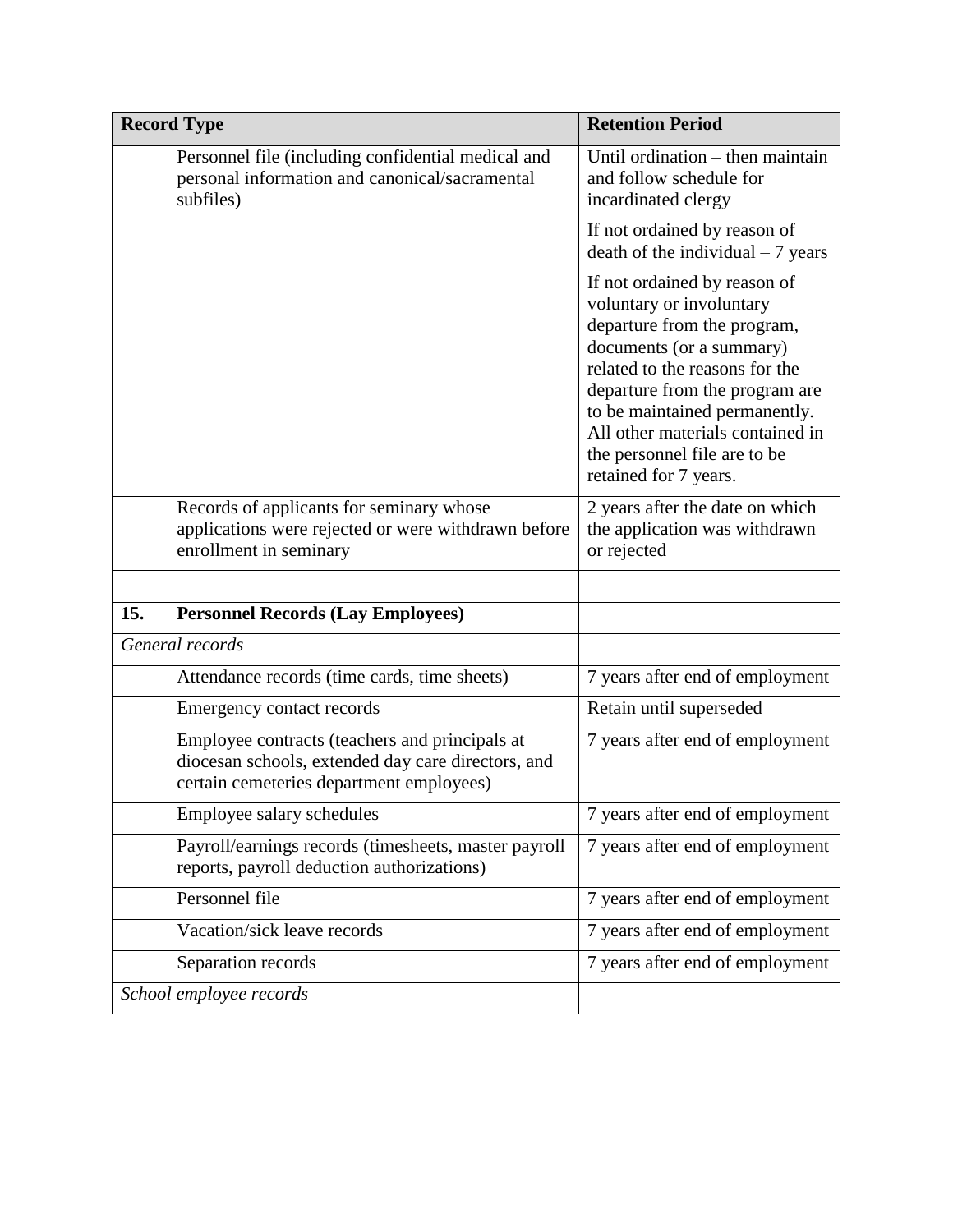| Record Type | Retention Period |
|---|---|
| Personnel file (including confidential medical and personal information and canonical/sacramental subfiles) | Until ordination – then maintain and follow schedule for incardinated clergy<br><br>If not ordained by reason of death of the individual – 7 years<br><br>If not ordained by reason of voluntary or involuntary departure from the program, documents (or a summary) related to the reasons for the departure from the program are to be maintained permanently. All other materials contained in the personnel file are to be retained for 7 years. |
| Records of applicants for seminary whose applications were rejected or were withdrawn before enrollment in seminary | 2 years after the date on which the application was withdrawn or rejected |
| | |
| **15. Personnel Records (Lay Employees)** | |
| *General records* | |
| Attendance records (time cards, time sheets) | 7 years after end of employment |
| Emergency contact records | Retain until superseded |
| Employee contracts (teachers and principals at diocesan schools, extended day care directors, and certain cemeteries department employees) | 7 years after end of employment |
| Employee salary schedules | 7 years after end of employment |
| Payroll/earnings records (timesheets, master payroll reports, payroll deduction authorizations) | 7 years after end of employment |
| Personnel file | 7 years after end of employment |
| Vacation/sick leave records | 7 years after end of employment |
| Separation records | 7 years after end of employment |
| *School employee records* | |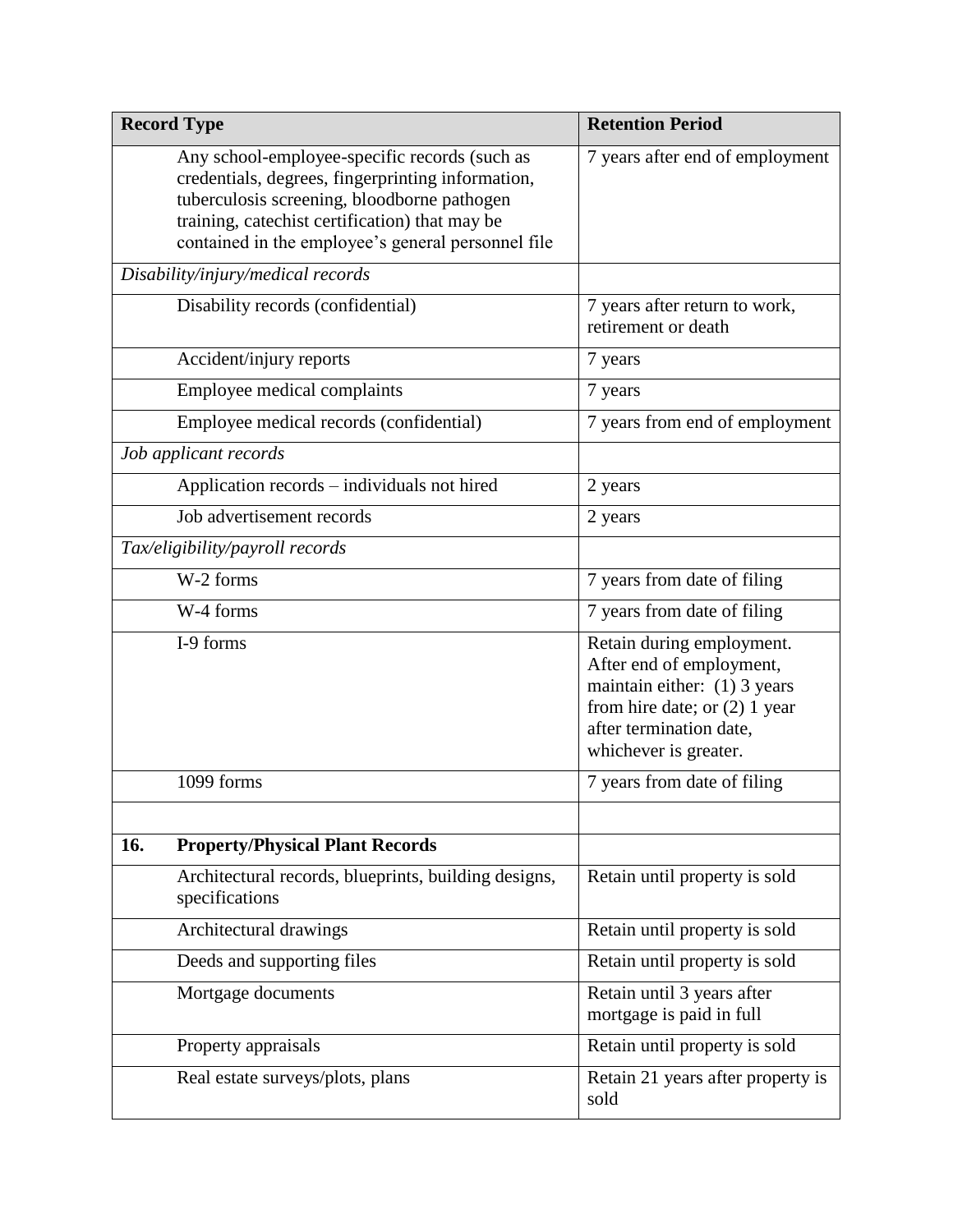| Record Type | Retention Period |
|---|---|
| Any school-employee-specific records (such as credentials, degrees, fingerprinting information, tuberculosis screening, bloodborne pathogen training, catechist certification) that may be contained in the employee's general personnel file | 7 years after end of employment |
| *Disability/injury/medical records* | |
| Disability records (confidential) | 7 years after return to work, retirement or death |
| Accident/injury reports | 7 years |
| Employee medical complaints | 7 years |
| Employee medical records (confidential) | 7 years from end of employment |
| *Job applicant records* | |
| Application records – individuals not hired | 2 years |
| Job advertisement records | 2 years |
| *Tax/eligibility/payroll records* | |
| W-2 forms | 7 years from date of filing |
| W-4 forms | 7 years from date of filing |
| I-9 forms | Retain during employment. After end of employment, maintain either: (1) 3 years from hire date; or (2) 1 year after termination date, whichever is greater. |
| 1099 forms | 7 years from date of filing |
| | |
| **16. Property/Physical Plant Records** | |
| Architectural records, blueprints, building designs, specifications | Retain until property is sold |
| Architectural drawings | Retain until property is sold |
| Deeds and supporting files | Retain until property is sold |
| Mortgage documents | Retain until 3 years after mortgage is paid in full |
| Property appraisals | Retain until property is sold |
| Real estate surveys/plots, plans | Retain 21 years after property is sold |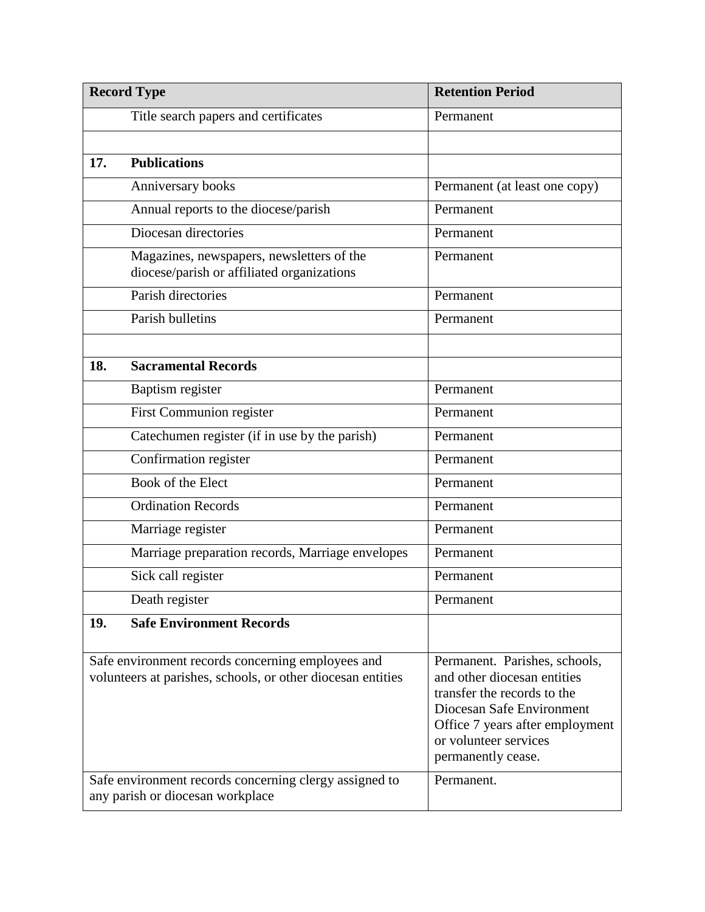| Record Type | Retention Period |
|---|---|
| Title search papers and certificates | Permanent |
| | |
| **17. Publications** | |
| Anniversary books | Permanent (at least one copy) |
| Annual reports to the diocese/parish | Permanent |
| Diocesan directories | Permanent |
| Magazines, newspapers, newsletters of the diocese/parish or affiliated organizations | Permanent |
| Parish directories | Permanent |
| Parish bulletins | Permanent |
| | |
| **18. Sacramental Records** | |
| Baptism register | Permanent |
| First Communion register | Permanent |
| Catechumen register (if in use by the parish) | Permanent |
| Confirmation register | Permanent |
| Book of the Elect | Permanent |
| Ordination Records | Permanent |
| Marriage register | Permanent |
| Marriage preparation records, Marriage envelopes | Permanent |
| Sick call register | Permanent |
| Death register | Permanent |
| **19. Safe Environment Records** | |
| Safe environment records concerning employees and volunteers at parishes, schools, or other diocesan entities | Permanent. Parishes, schools, and other diocesan entities transfer the records to the Diocesan Safe Environment Office 7 years after employment or volunteer services permanently cease. |
| Safe environment records concerning clergy assigned to any parish or diocesan workplace | Permanent. |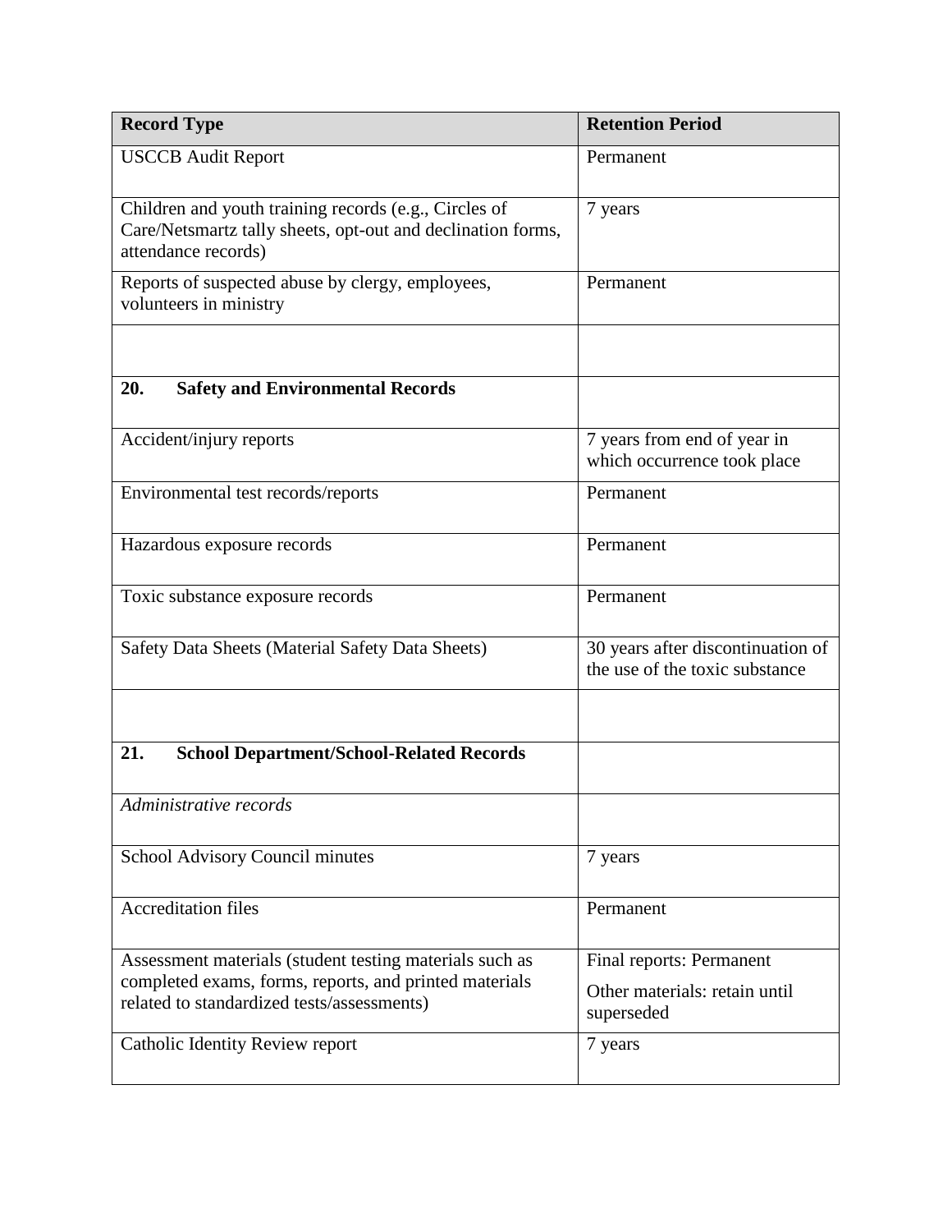| Record Type | Retention Period |
| --- | --- |
| USCCB Audit Report | Permanent |
| Children and youth training records (e.g., Circles of Care/Netsmartz tally sheets, opt-out and declination forms, attendance records) | 7 years |
| Reports of suspected abuse by clergy, employees, volunteers in ministry | Permanent |
| | |
| **20. Safety and Environmental Records** | |
| Accident/injury reports | 7 years from end of year in which occurrence took place |
| Environmental test records/reports | Permanent |
| Hazardous exposure records | Permanent |
| Toxic substance exposure records | Permanent |
| Safety Data Sheets (Material Safety Data Sheets) | 30 years after discontinuation of the use of the toxic substance |
| | |
| **21. School Department/School-Related Records** | |
| *Administrative records* | |
| School Advisory Council minutes | 7 years |
| Accreditation files | Permanent |
| Assessment materials (student testing materials such as completed exams, forms, reports, and printed materials related to standardized tests/assessments) | Final reports: Permanent<br>Other materials: retain until superseded |
| Catholic Identity Review report | 7 years |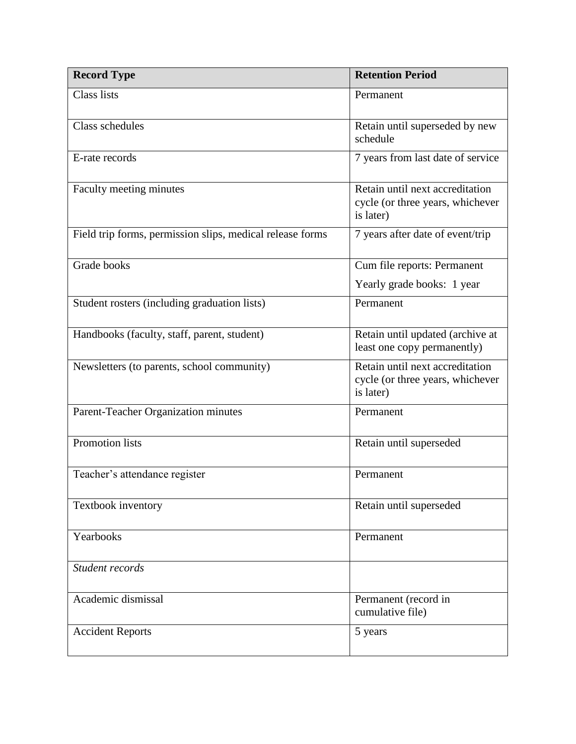| Record Type | Retention Period |
|---|---|
| Class lists | Permanent |
| Class schedules | Retain until superseded by new schedule |
| E-rate records | 7 years from last date of service |
| Faculty meeting minutes | Retain until next accreditation cycle (or three years, whichever is later) |
| Field trip forms, permission slips, medical release forms | 7 years after date of event/trip |
| Grade books | Cum file reports: Permanent<br>Yearly grade books: 1 year |
| Student rosters (including graduation lists) | Permanent |
| Handbooks (faculty, staff, parent, student) | Retain until updated (archive at least one copy permanently) |
| Newsletters (to parents, school community) | Retain until next accreditation cycle (or three years, whichever is later) |
| Parent-Teacher Organization minutes | Permanent |
| Promotion lists | Retain until superseded |
| Teacher's attendance register | Permanent |
| Textbook inventory | Retain until superseded |
| Yearbooks | Permanent |
| *Student records* | |
| Academic dismissal | Permanent (record in cumulative file) |
| Accident Reports | 5 years |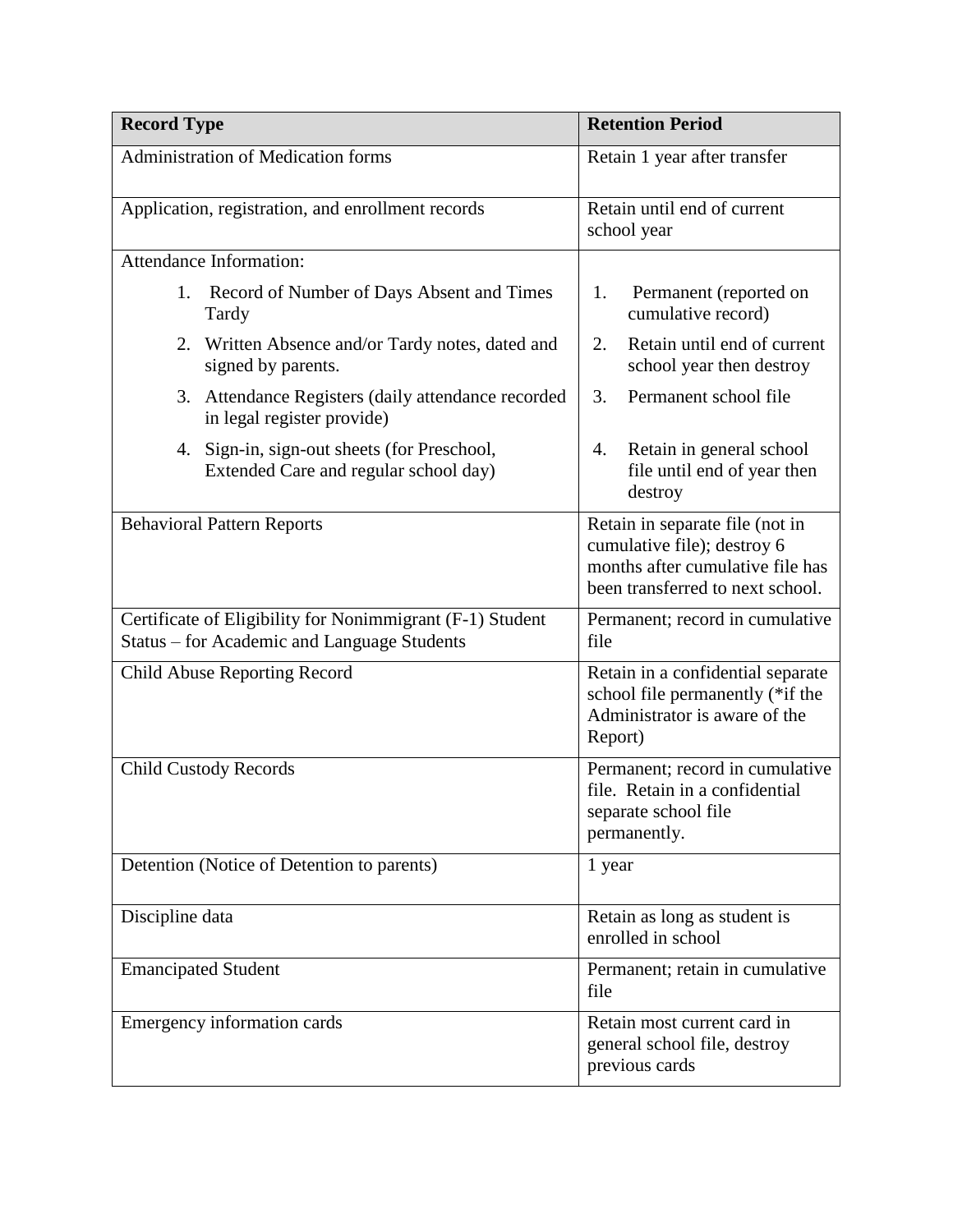| Record Type | Retention Period |
| --- | --- |
| Administration of Medication forms | Retain 1 year after transfer |
| Application, registration, and enrollment records | Retain until end of current school year |
| Attendance Information: | |
| 1. Record of Number of Days Absent and Times Tardy | 1. Permanent (reported on cumulative record) |
| 2. Written Absence and/or Tardy notes, dated and signed by parents. | 2. Retain until end of current school year then destroy |
| 3. Attendance Registers (daily attendance recorded in legal register provide) | 3. Permanent school file |
| 4. Sign-in, sign-out sheets (for Preschool, Extended Care and regular school day) | 4. Retain in general school file until end of year then destroy |
| Behavioral Pattern Reports | Retain in separate file (not in cumulative file); destroy 6 months after cumulative file has been transferred to next school. |
| Certificate of Eligibility for Nonimmigrant (F-1) Student Status – for Academic and Language Students | Permanent; record in cumulative file |
| Child Abuse Reporting Record | Retain in a confidential separate school file permanently (*if the Administrator is aware of the Report) |
| Child Custody Records | Permanent; record in cumulative file. Retain in a confidential separate school file permanently. |
| Detention (Notice of Detention to parents) | 1 year |
| Discipline data | Retain as long as student is enrolled in school |
| Emancipated Student | Permanent; retain in cumulative file |
| Emergency information cards | Retain most current card in general school file, destroy previous cards |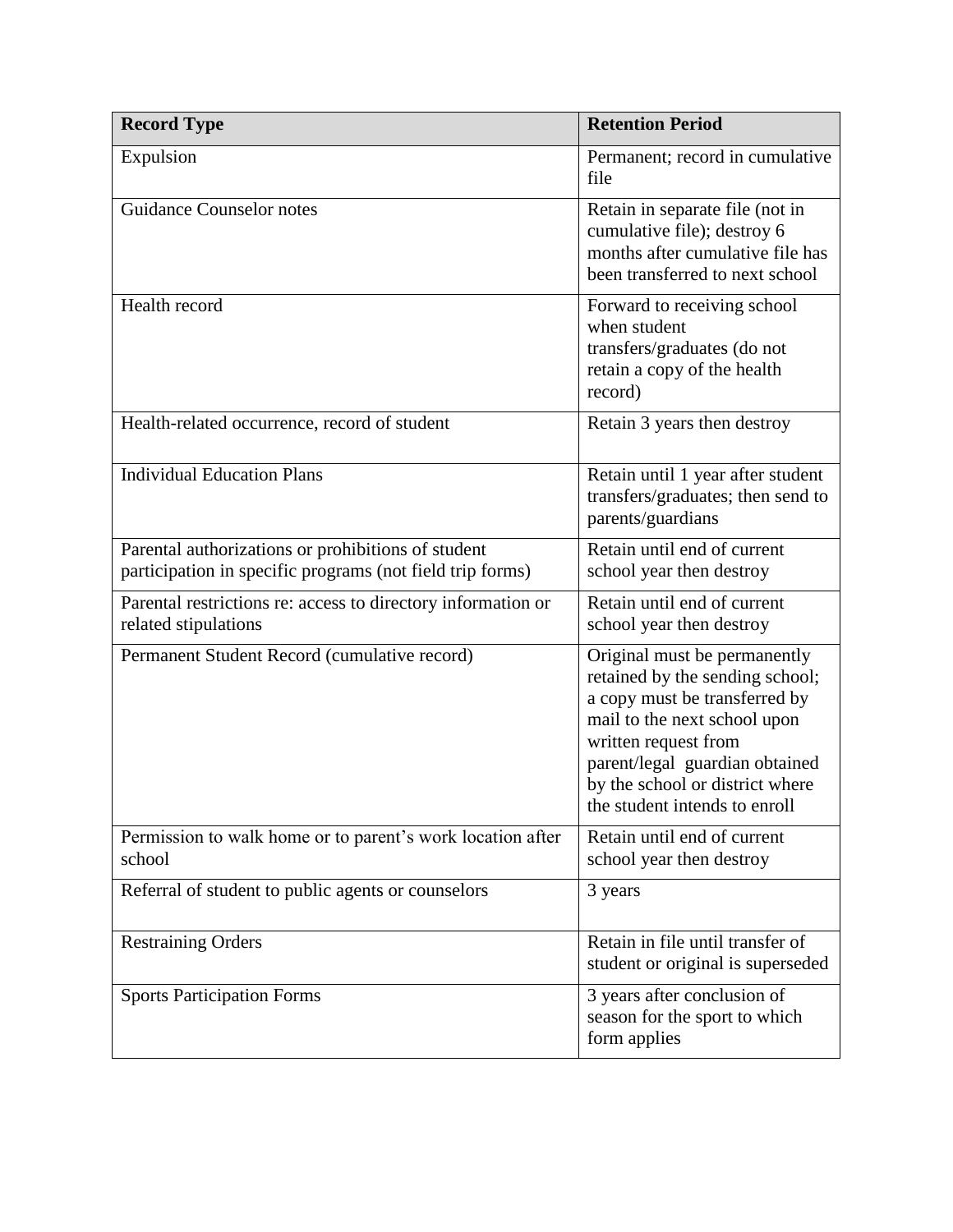| Record Type | Retention Period |
|---|---|
| Expulsion | Permanent; record in cumulative file |
| Guidance Counselor notes | Retain in separate file (not in cumulative file); destroy 6 months after cumulative file has been transferred to next school |
| Health record | Forward to receiving school when student transfers/graduates (do not retain a copy of the health record) |
| Health-related occurrence, record of student | Retain 3 years then destroy |
| Individual Education Plans | Retain until 1 year after student transfers/graduates; then send to parents/guardians |
| Parental authorizations or prohibitions of student participation in specific programs (not field trip forms) | Retain until end of current school year then destroy |
| Parental restrictions re: access to directory information or related stipulations | Retain until end of current school year then destroy |
| Permanent Student Record (cumulative record) | Original must be permanently retained by the sending school; a copy must be transferred by mail to the next school upon written request from parent/legal guardian obtained by the school or district where the student intends to enroll |
| Permission to walk home or to parent's work location after school | Retain until end of current school year then destroy |
| Referral of student to public agents or counselors | 3 years |
| Restraining Orders | Retain in file until transfer of student or original is superseded |
| Sports Participation Forms | 3 years after conclusion of season for the sport to which form applies |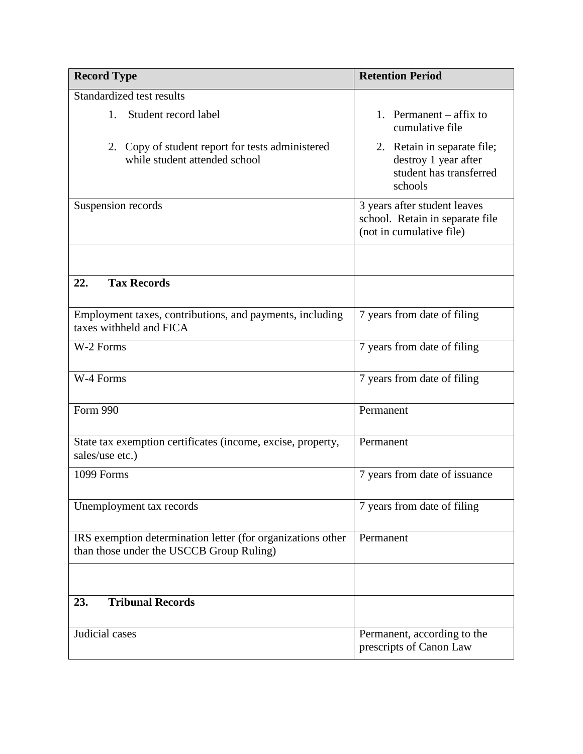| Record Type | Retention Period |
|---|---|
| Standardized test results<br>1. Student record label<br>2. Copy of student report for tests administered while student attended school | <br>1. Permanent – affix to cumulative file<br>2. Retain in separate file; destroy 1 year after student has transferred schools |
| Suspension records | 3 years after student leaves school. Retain in separate file (not in cumulative file) |
| | |
| **22. Tax Records** | |
| Employment taxes, contributions, and payments, including taxes withheld and FICA | 7 years from date of filing |
| W-2 Forms | 7 years from date of filing |
| W-4 Forms | 7 years from date of filing |
| Form 990 | Permanent |
| State tax exemption certificates (income, excise, property, sales/use etc.) | Permanent |
| 1099 Forms | 7 years from date of issuance |
| Unemployment tax records | 7 years from date of filing |
| IRS exemption determination letter (for organizations other than those under the USCCB Group Ruling) | Permanent |
| | |
| **23. Tribunal Records** | |
| Judicial cases | Permanent, according to the prescripts of Canon Law |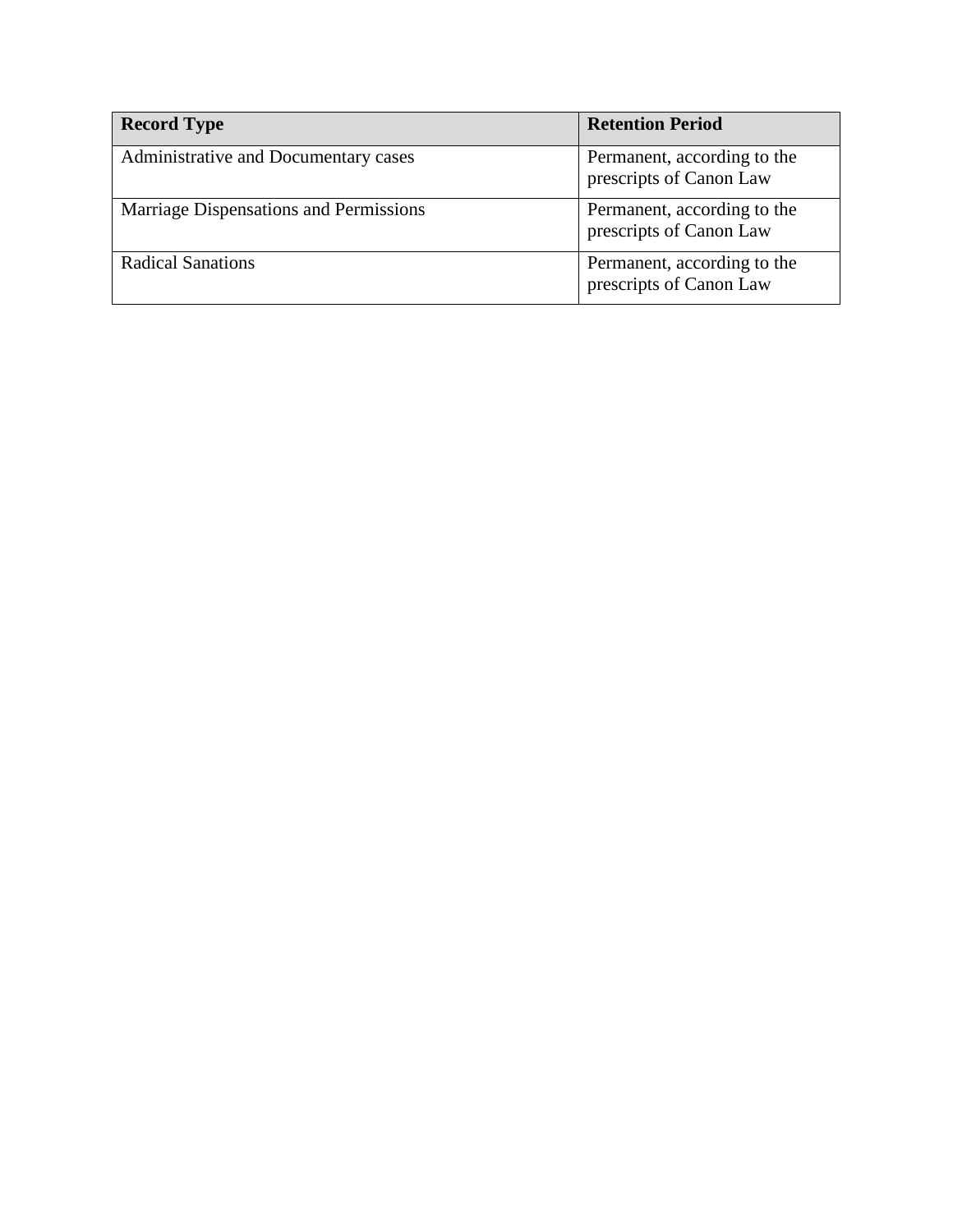| Record Type | Retention Period |
| --- | --- |
| Administrative and Documentary cases | Permanent, according to the prescripts of Canon Law |
| Marriage Dispensations and Permissions | Permanent, according to the prescripts of Canon Law |
| Radical Sanations | Permanent, according to the prescripts of Canon Law |